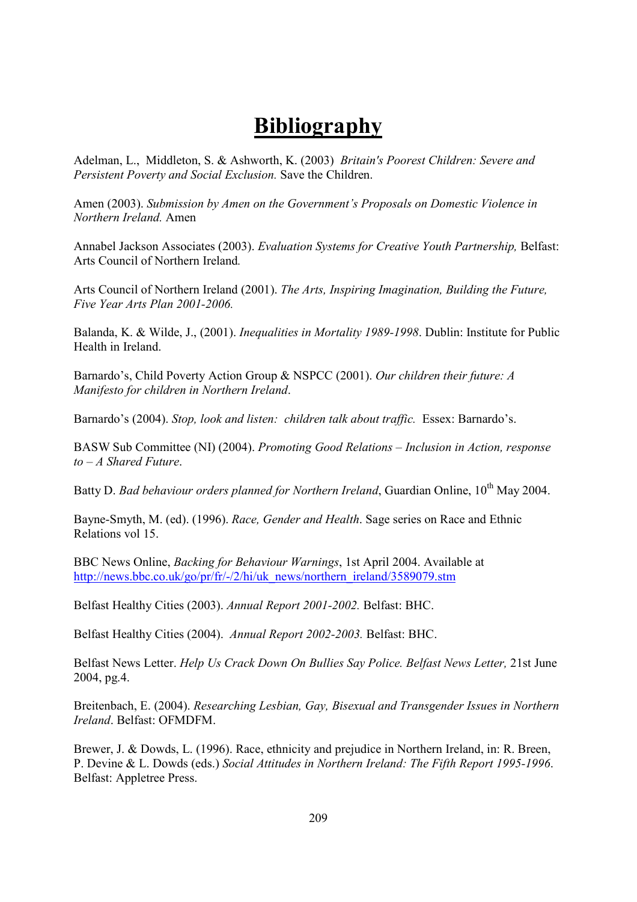# Bibliography

Adelman, L., Middleton, S. & Ashworth, K. (2003) *Britain's Poorest Children: Severe and Persistent Poverty and Social Exclusion.* Save the Children.

Amen (2003). *Submission by Amen on the Government's Proposals on Domestic Violence in Northern Ireland.* Amen

Annabel Jackson Associates (2003). *Evaluation Systems for Creative Youth Partnership,* Belfast: Arts Council of Northern Ireland.

Arts Council of Northern Ireland (2001). *The Arts, Inspiring Imagination, Building the Future, Five Year Arts Plan 2001-2006.*

Balanda, K. & Wilde, J., (2001). *Inequalities in Mortality 1989-1998*. Dublin: Institute for Public Health in Ireland.

Barnardo's, Child Poverty Action Group & NSPCC (2001). *Our children their future: A Manifesto for children in Northern Ireland*.

Barnardo's (2004). *Stop, look and listen: children talk about traffic.* Essex: Barnardo's.

BASW Sub Committee (NI) (2004). *Promoting Good Relations – Inclusion in Action, response to – A Shared Future*.

Batty D. *Bad behaviour orders planned for Northern Ireland*, Guardian Online, 10th May 2004.

Bayne-Smyth, M. (ed). (1996). *Race, Gender and Health*. Sage series on Race and Ethnic Relations vol 15.

BBC News Online, *Backing for Behaviour Warnings*, 1st April 2004. Available at http://news.bbc.co.uk/go/pr/fr/-/2/hi/uk_news/northern_ireland/3589079.stm

Belfast Healthy Cities (2003). *Annual Report 2001-2002.* Belfast: BHC.

Belfast Healthy Cities (2004). *Annual Report 2002-2003.* Belfast: BHC.

Belfast News Letter. *Help Us Crack Down On Bullies Say Police. Belfast News Letter,* 21st June 2004, pg.4.

Breitenbach, E. (2004). *Researching Lesbian, Gay, Bisexual and Transgender Issues in Northern Ireland*. Belfast: OFMDFM.

Brewer, J. & Dowds, L. (1996). Race, ethnicity and prejudice in Northern Ireland, in: R. Breen, P. Devine & L. Dowds (eds.) *Social Attitudes in Northern Ireland: The Fifth Report 1995-1996.* Belfast: Appletree Press.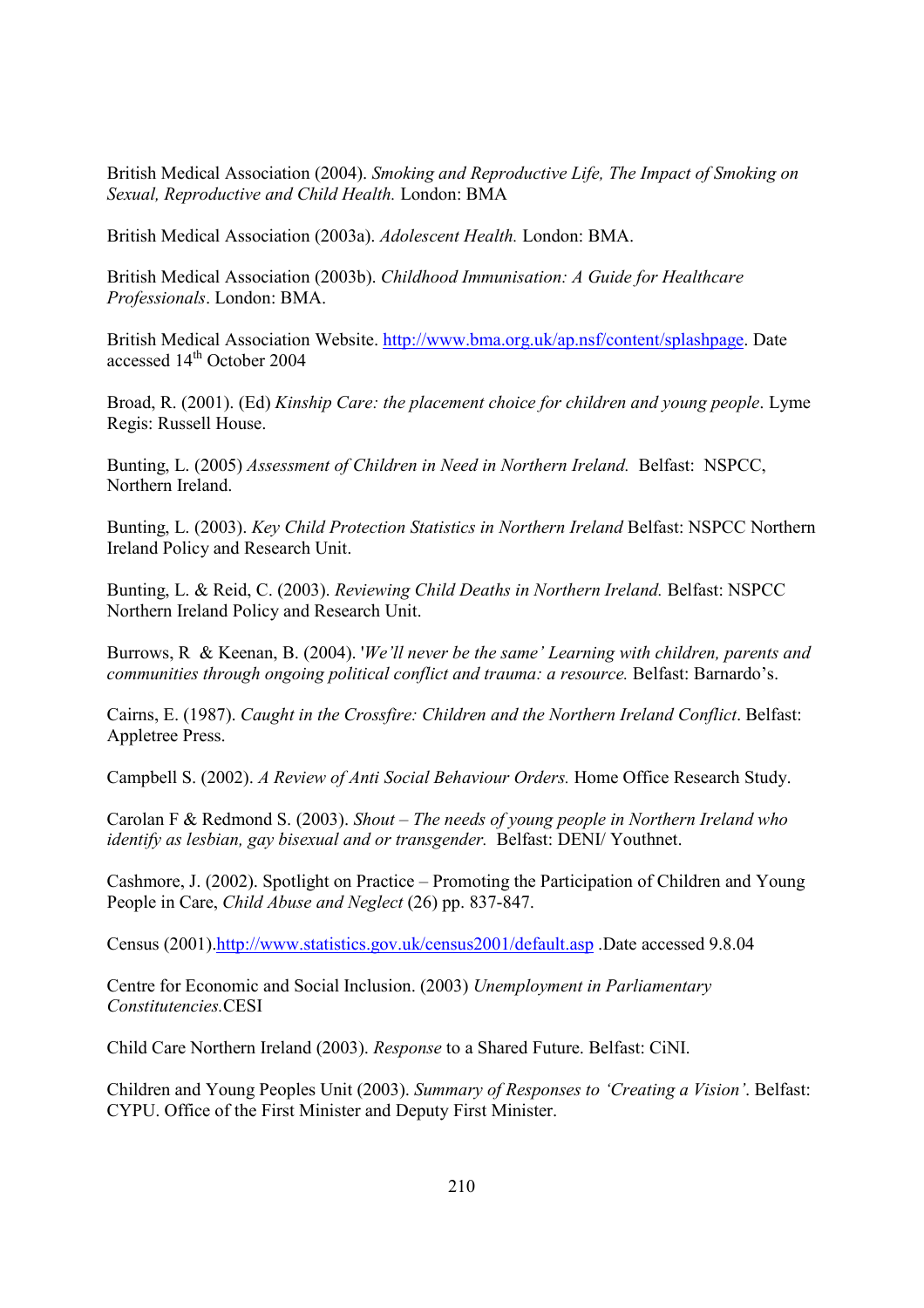British Medical Association (2004). *Smoking and Reproductive Life, The Impact of Smoking on Sexual, Reproductive and Child Health.* London: BMA

British Medical Association (2003a). *Adolescent Health.* London: BMA.

British Medical Association (2003b). *Childhood Immunisation: A Guide for Healthcare Professionals*. London: BMA.

British Medical Association Website. http://www.bma.org.uk/ap.nsf/content/splashpage. Date accessed 14th October 2004

Broad, R. (2001). (Ed) *Kinship Care: the placement choice for children and young people*. Lyme Regis: Russell House.

Bunting, L. (2005) *Assessment of Children in Need in Northern Ireland.* Belfast: NSPCC, Northern Ireland.

Bunting, L. (2003). *Key Child Protection Statistics in Northern Ireland* Belfast: NSPCC Northern Ireland Policy and Research Unit.

Bunting, L. & Reid, C. (2003). *Reviewing Child Deaths in Northern Ireland.* Belfast: NSPCC Northern Ireland Policy and Research Unit.

Burrows, R & Keenan, B. (2004). '*We'll never be the same' Learning with children, parents and communities through ongoing political conflict and trauma: a resource.* Belfast: Barnardo's.

Cairns, E. (1987). *Caught in the Crossfire: Children and the Northern Ireland Conflict*. Belfast: Appletree Press.

Campbell S. (2002). *A Review of Anti Social Behaviour Orders.* Home Office Research Study.

Carolan F & Redmond S. (2003). *Shout – The needs of young people in Northern Ireland who identify as lesbian, gay bisexual and or transgender.* Belfast: DENI/ Youthnet.

Cashmore, J. (2002). Spotlight on Practice – Promoting the Participation of Children and Young People in Care, *Child Abuse and Neglect* (26) pp. 837-847.

Census (2001).http://www.statistics.gov.uk/census2001/default.asp .Date accessed 9.8.04

Centre for Economic and Social Inclusion. (2003) *Unemployment in Parliamentary Constitutencies.*CESI

Child Care Northern Ireland (2003). *Response* to a Shared Future. Belfast: CiNI.

Children and Young Peoples Unit (2003). *Summary of Responses to 'Creating a Vision'*. Belfast: CYPU. Office of the First Minister and Deputy First Minister.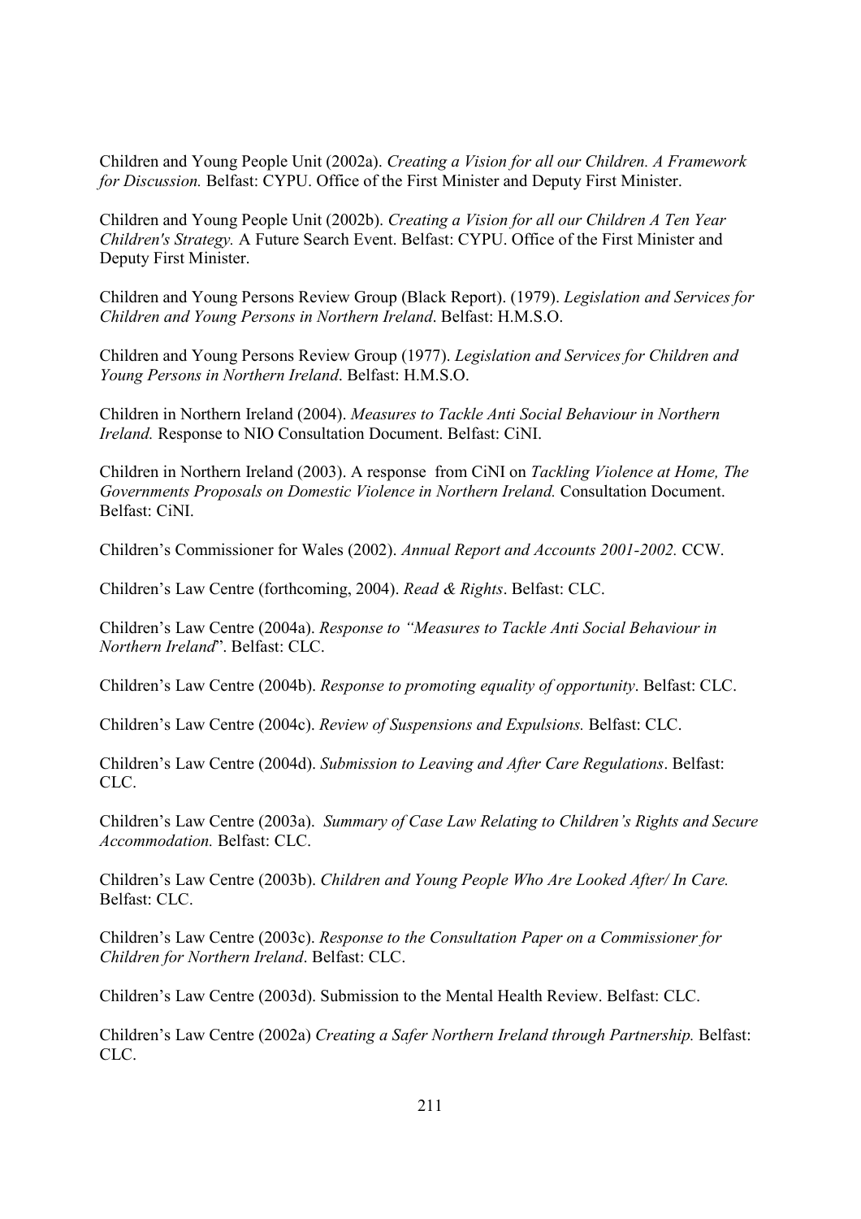Children and Young People Unit (2002a). *Creating a Vision for all our Children. A Framework for Discussion.* Belfast: CYPU. Office of the First Minister and Deputy First Minister.

Children and Young People Unit (2002b). *Creating a Vision for all our Children A Ten Year Children's Strategy.* A Future Search Event. Belfast: CYPU. Office of the First Minister and Deputy First Minister.

Children and Young Persons Review Group (Black Report). (1979). *Legislation and Services for Children and Young Persons in Northern Ireland*. Belfast: H.M.S.O.

Children and Young Persons Review Group (1977). *Legislation and Services for Children and Young Persons in Northern Ireland*. Belfast: H.M.S.O.

Children in Northern Ireland (2004). *Measures to Tackle Anti Social Behaviour in Northern Ireland.* Response to NIO Consultation Document. Belfast: CiNI.

Children in Northern Ireland (2003). A response from CiNI on *Tackling Violence at Home, The Governments Proposals on Domestic Violence in Northern Ireland.* Consultation Document. Belfast: CiNI.

Children's Commissioner for Wales (2002). *Annual Report and Accounts 2001-2002.* CCW.

Children's Law Centre (forthcoming, 2004). *Read & Rights*. Belfast: CLC.

Children's Law Centre (2004a). *Response to "Measures to Tackle Anti Social Behaviour in Northern Ireland*". Belfast: CLC.

Children's Law Centre (2004b). *Response to promoting equality of opportunity*. Belfast: CLC.

Children's Law Centre (2004c). *Review of Suspensions and Expulsions.* Belfast: CLC.

Children's Law Centre (2004d). *Submission to Leaving and After Care Regulations*. Belfast: CLC.

Children's Law Centre (2003a). *Summary of Case Law Relating to Children's Rights and Secure Accommodation.* Belfast: CLC.

Children's Law Centre (2003b). *Children and Young People Who Are Looked After/ In Care.* Belfast: CLC.

Children's Law Centre (2003c). *Response to the Consultation Paper on a Commissioner for Children for Northern Ireland*. Belfast: CLC.

Children's Law Centre (2003d). Submission to the Mental Health Review. Belfast: CLC.

Children's Law Centre (2002a) *Creating a Safer Northern Ireland through Partnership.* Belfast: CLC.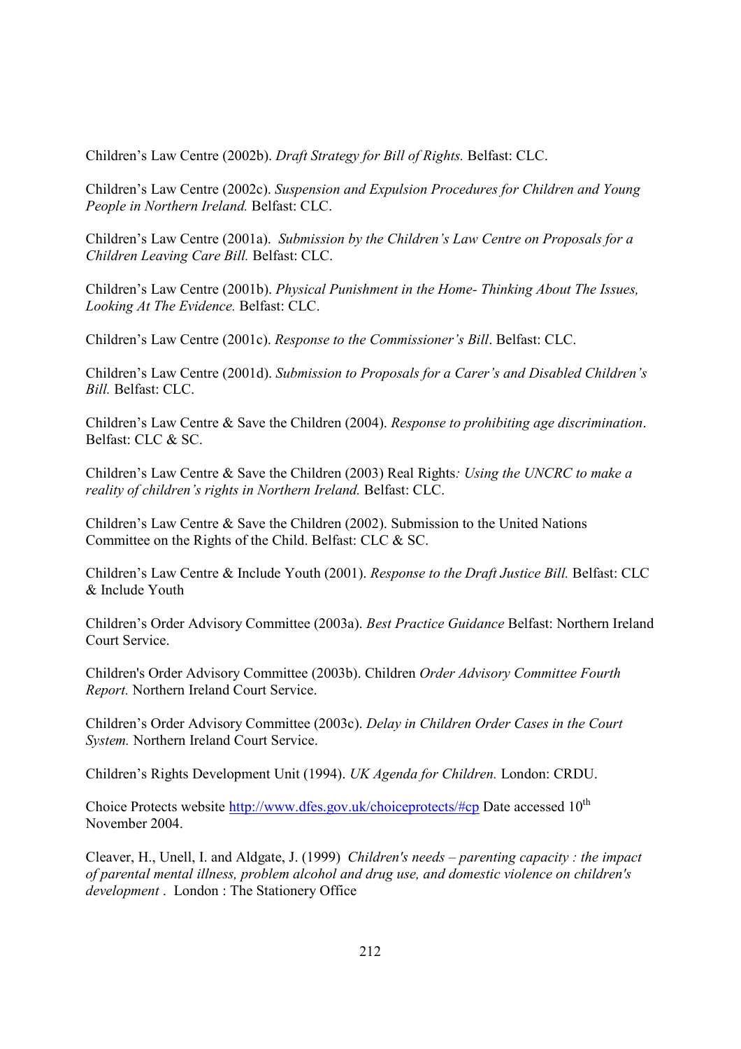Children's Law Centre (2002b). *Draft Strategy for Bill of Rights.* Belfast: CLC.

Children's Law Centre (2002c). *Suspension and Expulsion Procedures for Children and Young People in Northern Ireland.* Belfast: CLC.

Children's Law Centre (2001a). *Submission by the Children's Law Centre on Proposals for a Children Leaving Care Bill.* Belfast: CLC.

Children's Law Centre (2001b). *Physical Punishment in the Home- Thinking About The Issues, Looking At The Evidence.* Belfast: CLC.

Children's Law Centre (2001c). *Response to the Commissioner's Bill*. Belfast: CLC.

Children's Law Centre (2001d). *Submission to Proposals for a Carer's and Disabled Children's Bill.* Belfast: CLC.

Children's Law Centre & Save the Children (2004). *Response to prohibiting age discrimination*. Belfast: CLC & SC.

Children's Law Centre & Save the Children (2003) Real Rights*: Using the UNCRC to make a reality of children's rights in Northern Ireland.* Belfast: CLC.

Children's Law Centre & Save the Children (2002). Submission to the United Nations Committee on the Rights of the Child. Belfast: CLC & SC.

Children's Law Centre & Include Youth (2001). *Response to the Draft Justice Bill.* Belfast: CLC & Include Youth

Children's Order Advisory Committee (2003a). *Best Practice Guidance* Belfast: Northern Ireland Court Service.

Children's Order Advisory Committee (2003b). Children *Order Advisory Committee Fourth Report.* Northern Ireland Court Service.

Children's Order Advisory Committee (2003c). *Delay in Children Order Cases in the Court System.* Northern Ireland Court Service.

Children's Rights Development Unit (1994). *UK Agenda for Children.* London: CRDU.

Choice Protects website http://www.dfes.gov.uk/choiceprotects/#cp Date accessed 10th November 2004.

Cleaver, H., Unell, I. and Aldgate, J. (1999) *Children's needs – parenting capacity : the impact of parental mental illness, problem alcohol and drug use, and domestic violence on children's development* . London : The Stationery Office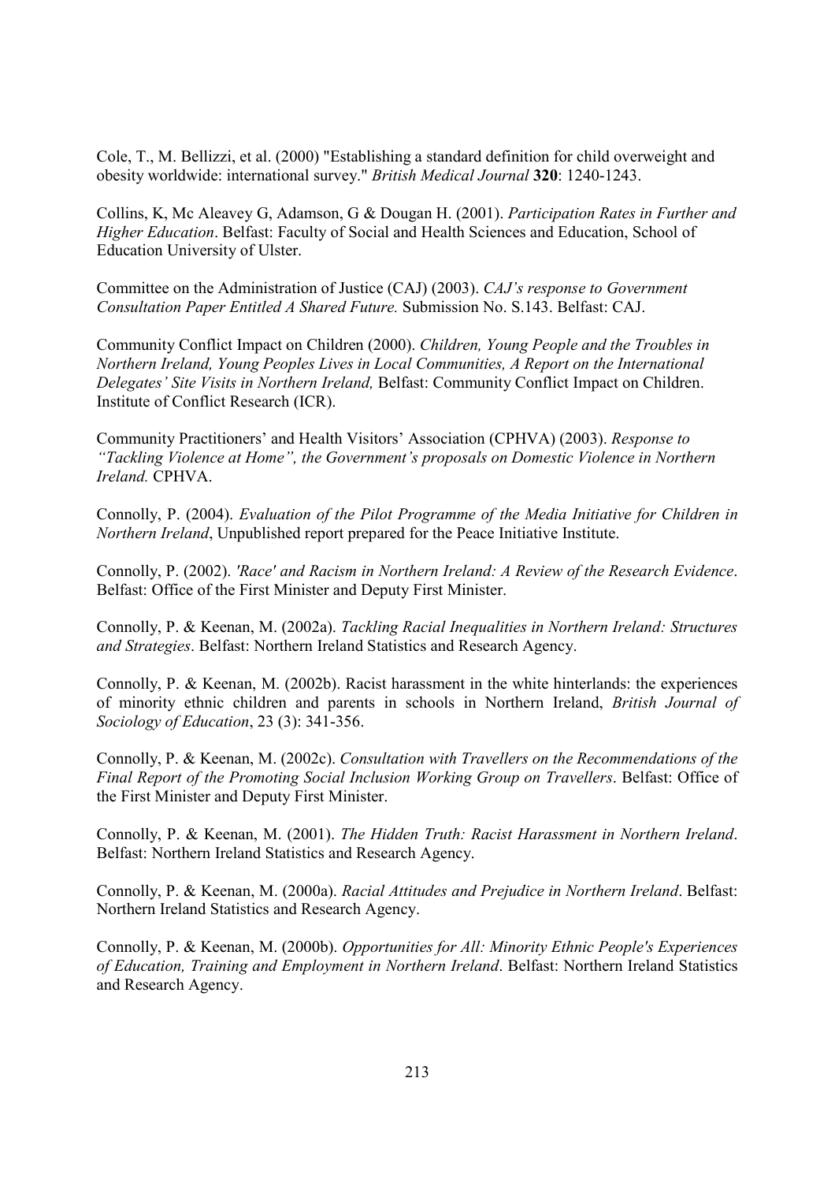Cole, T., M. Bellizzi, et al. (2000) "Establishing a standard definition for child overweight and obesity worldwide: international survey." *British Medical Journal* **320**: 1240-1243.

Collins, K, Mc Aleavey G, Adamson, G & Dougan H. (2001). *Participation Rates in Further and Higher Education*. Belfast: Faculty of Social and Health Sciences and Education, School of Education University of Ulster.

Committee on the Administration of Justice (CAJ) (2003). *CAJ's response to Government Consultation Paper Entitled A Shared Future.* Submission No. S.143. Belfast: CAJ.

Community Conflict Impact on Children (2000). *Children, Young People and the Troubles in Northern Ireland, Young Peoples Lives in Local Communities, A Report on the International Delegates' Site Visits in Northern Ireland,* Belfast: Community Conflict Impact on Children. Institute of Conflict Research (ICR).

Community Practitioners' and Health Visitors' Association (CPHVA) (2003). *Response to "Tackling Violence at Home", the Government's proposals on Domestic Violence in Northern Ireland.* CPHVA.

Connolly, P. (2004). *Evaluation of the Pilot Programme of the Media Initiative for Children in Northern Ireland*, Unpublished report prepared for the Peace Initiative Institute.

Connolly, P. (2002). *'Race' and Racism in Northern Ireland: A Review of the Research Evidence*. Belfast: Office of the First Minister and Deputy First Minister.

Connolly, P. & Keenan, M. (2002a). *Tackling Racial Inequalities in Northern Ireland: Structures and Strategies*. Belfast: Northern Ireland Statistics and Research Agency.

Connolly, P. & Keenan, M. (2002b). Racist harassment in the white hinterlands: the experiences of minority ethnic children and parents in schools in Northern Ireland, *British Journal of Sociology of Education*, 23 (3): 341-356.

Connolly, P. & Keenan, M. (2002c). *Consultation with Travellers on the Recommendations of the Final Report of the Promoting Social Inclusion Working Group on Travellers*. Belfast: Office of the First Minister and Deputy First Minister.

Connolly, P. & Keenan, M. (2001). *The Hidden Truth: Racist Harassment in Northern Ireland*. Belfast: Northern Ireland Statistics and Research Agency.

Connolly, P. & Keenan, M. (2000a). *Racial Attitudes and Prejudice in Northern Ireland*. Belfast: Northern Ireland Statistics and Research Agency.

Connolly, P. & Keenan, M. (2000b). *Opportunities for All: Minority Ethnic People's Experiences of Education, Training and Employment in Northern Ireland*. Belfast: Northern Ireland Statistics and Research Agency.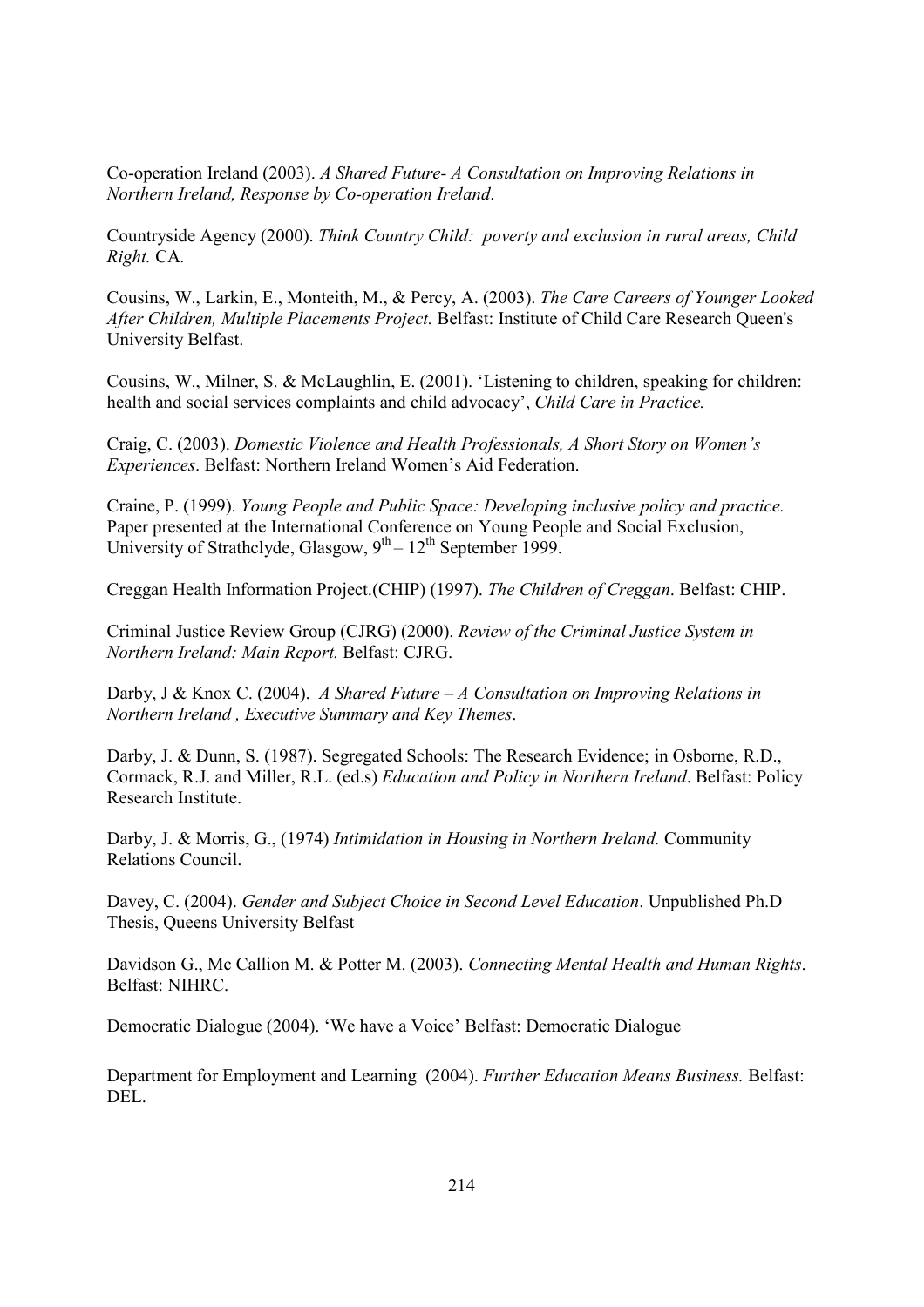Co-operation Ireland (2003). *A Shared Future- A Consultation on Improving Relations in Northern Ireland, Response by Co-operation Ireland*.

Countryside Agency (2000). *Think Country Child: poverty and exclusion in rural areas, Child Right.* CA.

Cousins, W., Larkin, E., Monteith, M., & Percy, A. (2003). *The Care Careers of Younger Looked After Children, Multiple Placements Project.* Belfast: Institute of Child Care Research Queen's University Belfast.

Cousins, W., Milner, S. & McLaughlin, E. (2001). 'Listening to children, speaking for children: health and social services complaints and child advocacy', *Child Care in Practice.*

Craig, C. (2003). *Domestic Violence and Health Professionals, A Short Story on Women's Experiences*. Belfast: Northern Ireland Women's Aid Federation.

Craine, P. (1999). *Young People and Public Space: Developing inclusive policy and practice.* Paper presented at the International Conference on Young People and Social Exclusion, University of Strathclyde, Glasgow, 9th – 12th September 1999.

Creggan Health Information Project.(CHIP) (1997). *The Children of Creggan*. Belfast: CHIP.

Criminal Justice Review Group (CJRG) (2000). *Review of the Criminal Justice System in Northern Ireland: Main Report.* Belfast: CJRG.

Darby, J & Knox C. (2004). *A Shared Future – A Consultation on Improving Relations in Northern Ireland , Executive Summary and Key Themes*.

Darby, J. & Dunn, S. (1987). Segregated Schools: The Research Evidence; in Osborne, R.D., Cormack, R.J. and Miller, R.L. (ed.s) *Education and Policy in Northern Ireland*. Belfast: Policy Research Institute.

Darby, J. & Morris, G., (1974) *Intimidation in Housing in Northern Ireland.* Community Relations Council.

Davey, C. (2004). *Gender and Subject Choice in Second Level Education*. Unpublished Ph.D Thesis, Queens University Belfast

Davidson G., Mc Callion M. & Potter M. (2003). *Connecting Mental Health and Human Rights*. Belfast: NIHRC.

Democratic Dialogue (2004). 'We have a Voice' Belfast: Democratic Dialogue

Department for Employment and Learning (2004). *Further Education Means Business.* Belfast: DEL.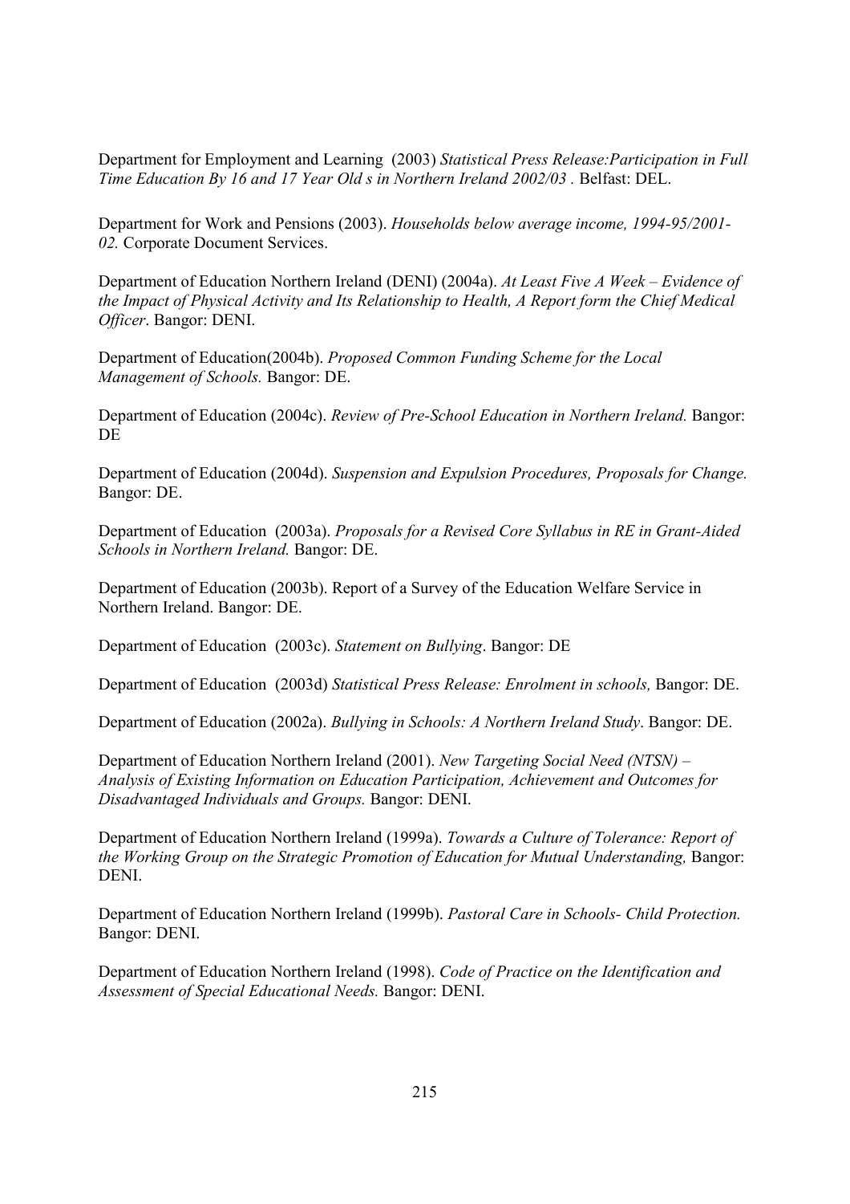Department for Employment and Learning (2003) *Statistical Press Release:Participation in Full Time Education By 16 and 17 Year Old s in Northern Ireland 2002/03 .* Belfast: DEL.

Department for Work and Pensions (2003). *Households below average income, 1994-95/2001-02.* Corporate Document Services.

Department of Education Northern Ireland (DENI) (2004a). *At Least Five A Week – Evidence of the Impact of Physical Activity and Its Relationship to Health, A Report form the Chief Medical Officer*. Bangor: DENI.

Department of Education(2004b). *Proposed Common Funding Scheme for the Local Management of Schools.* Bangor: DE.

Department of Education (2004c). *Review of Pre-School Education in Northern Ireland.* Bangor: DE

Department of Education (2004d). *Suspension and Expulsion Procedures, Proposals for Change.* Bangor: DE.

Department of Education (2003a). *Proposals for a Revised Core Syllabus in RE in Grant-Aided Schools in Northern Ireland.* Bangor: DE.

Department of Education (2003b). Report of a Survey of the Education Welfare Service in Northern Ireland. Bangor: DE.

Department of Education (2003c). *Statement on Bullying*. Bangor: DE

Department of Education (2003d) *Statistical Press Release: Enrolment in schools,* Bangor: DE.

Department of Education (2002a). *Bullying in Schools: A Northern Ireland Study*. Bangor: DE.

Department of Education Northern Ireland (2001). *New Targeting Social Need (NTSN) – Analysis of Existing Information on Education Participation, Achievement and Outcomes for Disadvantaged Individuals and Groups.* Bangor: DENI.

Department of Education Northern Ireland (1999a). *Towards a Culture of Tolerance: Report of the Working Group on the Strategic Promotion of Education for Mutual Understanding,* Bangor: DENI.

Department of Education Northern Ireland (1999b). *Pastoral Care in Schools- Child Protection.* Bangor: DENI.

Department of Education Northern Ireland (1998). *Code of Practice on the Identification and Assessment of Special Educational Needs.* Bangor: DENI.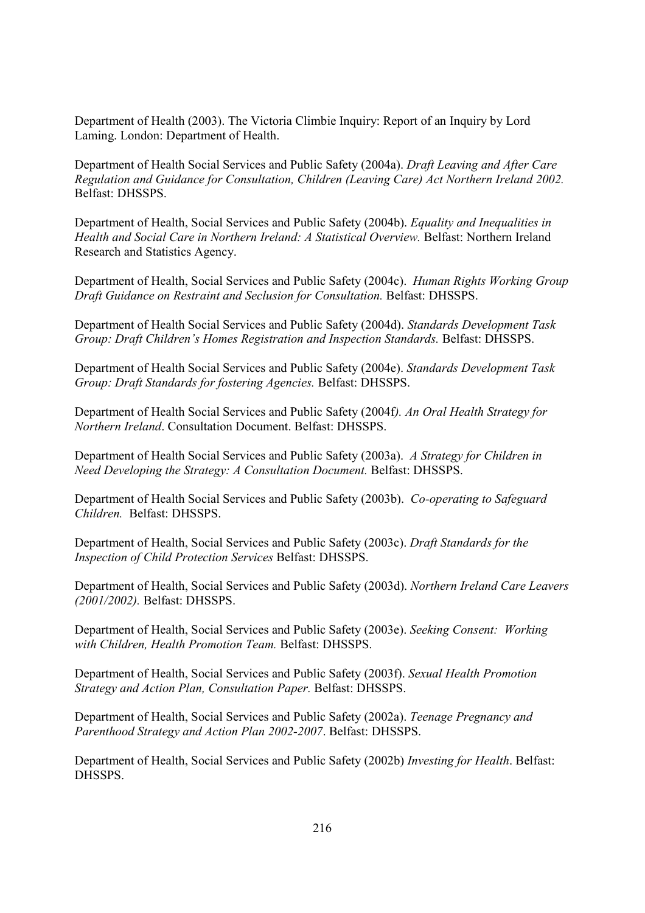Department of Health (2003). The Victoria Climbie Inquiry: Report of an Inquiry by Lord Laming. London: Department of Health.

Department of Health Social Services and Public Safety (2004a). *Draft Leaving and After Care Regulation and Guidance for Consultation, Children (Leaving Care) Act Northern Ireland 2002.* Belfast: DHSSPS.

Department of Health, Social Services and Public Safety (2004b). *Equality and Inequalities in Health and Social Care in Northern Ireland: A Statistical Overview.* Belfast: Northern Ireland Research and Statistics Agency.

Department of Health, Social Services and Public Safety (2004c). *Human Rights Working Group Draft Guidance on Restraint and Seclusion for Consultation.* Belfast: DHSSPS.

Department of Health Social Services and Public Safety (2004d). *Standards Development Task Group: Draft Children's Homes Registration and Inspection Standards.* Belfast: DHSSPS.

Department of Health Social Services and Public Safety (2004e). *Standards Development Task Group: Draft Standards for fostering Agencies.* Belfast: DHSSPS.

Department of Health Social Services and Public Safety (2004f*). An Oral Health Strategy for Northern Ireland*. Consultation Document. Belfast: DHSSPS.

Department of Health Social Services and Public Safety (2003a). *A Strategy for Children in Need Developing the Strategy: A Consultation Document.* Belfast: DHSSPS.

Department of Health Social Services and Public Safety (2003b). *Co-operating to Safeguard Children.* Belfast: DHSSPS.

Department of Health, Social Services and Public Safety (2003c). *Draft Standards for the Inspection of Child Protection Services* Belfast: DHSSPS.

Department of Health, Social Services and Public Safety (2003d). *Northern Ireland Care Leavers (2001/2002).* Belfast: DHSSPS.

Department of Health, Social Services and Public Safety (2003e). *Seeking Consent: Working with Children, Health Promotion Team.* Belfast: DHSSPS.

Department of Health, Social Services and Public Safety (2003f). *Sexual Health Promotion Strategy and Action Plan, Consultation Paper.* Belfast: DHSSPS.

Department of Health, Social Services and Public Safety (2002a). *Teenage Pregnancy and Parenthood Strategy and Action Plan 2002-2007*. Belfast: DHSSPS.

Department of Health, Social Services and Public Safety (2002b) *Investing for Health*. Belfast: DHSSPS.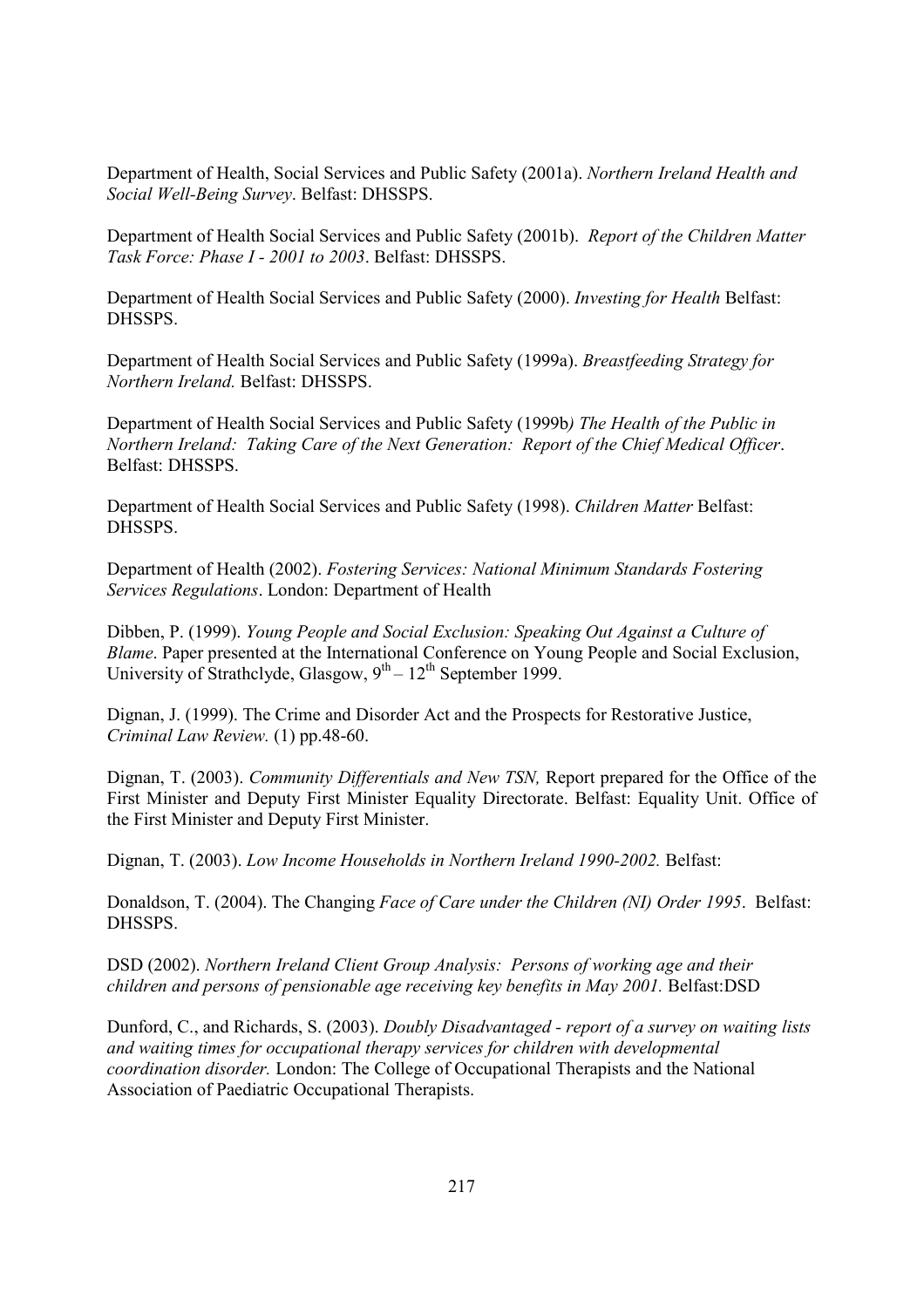Department of Health, Social Services and Public Safety (2001a). *Northern Ireland Health and Social Well-Being Survey*. Belfast: DHSSPS.

Department of Health Social Services and Public Safety (2001b). *Report of the Children Matter Task Force: Phase I - 2001 to 2003*. Belfast: DHSSPS.

Department of Health Social Services and Public Safety (2000). *Investing for Health* Belfast: DHSSPS.

Department of Health Social Services and Public Safety (1999a). *Breastfeeding Strategy for Northern Ireland.* Belfast: DHSSPS.

Department of Health Social Services and Public Safety (1999b*) The Health of the Public in Northern Ireland: Taking Care of the Next Generation: Report of the Chief Medical Officer*. Belfast: DHSSPS.

Department of Health Social Services and Public Safety (1998). *Children Matter* Belfast: DHSSPS.

Department of Health (2002). *Fostering Services: National Minimum Standards Fostering Services Regulations*. London: Department of Health

Dibben, P. (1999). *Young People and Social Exclusion: Speaking Out Against a Culture of Blame*. Paper presented at the International Conference on Young People and Social Exclusion, University of Strathclyde, Glasgow, 9th – 12th September 1999.

Dignan, J. (1999). The Crime and Disorder Act and the Prospects for Restorative Justice, *Criminal Law Review.* (1) pp.48-60.

Dignan, T. (2003). *Community Differentials and New TSN,* Report prepared for the Office of the First Minister and Deputy First Minister Equality Directorate. Belfast: Equality Unit. Office of the First Minister and Deputy First Minister.

Dignan, T. (2003). *Low Income Households in Northern Ireland 1990-2002.* Belfast:

Donaldson, T. (2004). The Changing *Face of Care under the Children (NI) Order 1995*. Belfast: DHSSPS.

DSD (2002). *Northern Ireland Client Group Analysis: Persons of working age and their children and persons of pensionable age receiving key benefits in May 2001.* Belfast:DSD

Dunford, C., and Richards, S. (2003). *Doubly Disadvantaged - report of a survey on waiting lists and waiting times for occupational therapy services for children with developmental coordination disorder.* London: The College of Occupational Therapists and the National Association of Paediatric Occupational Therapists.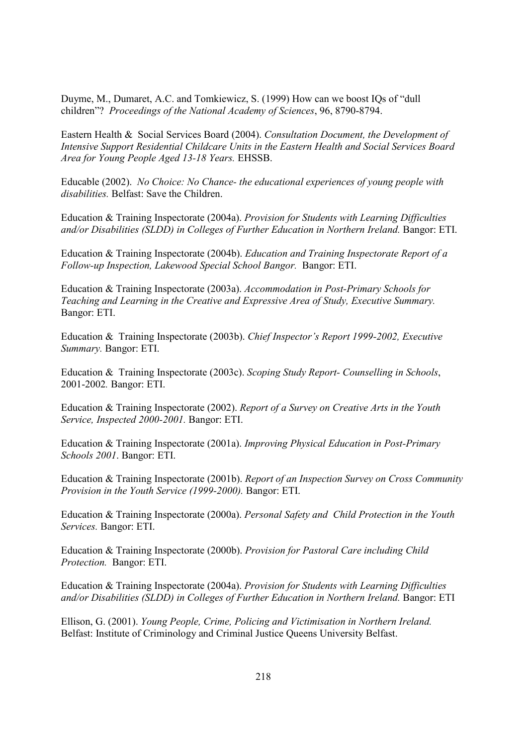Duyme, M., Dumaret, A.C. and Tomkiewicz, S. (1999) How can we boost IQs of "dull children"? *Proceedings of the National Academy of Sciences*, 96, 8790-8794.

Eastern Health & Social Services Board (2004). *Consultation Document, the Development of Intensive Support Residential Childcare Units in the Eastern Health and Social Services Board Area for Young People Aged 13-18 Years.* EHSSB.

Educable (2002). *No Choice: No Chance- the educational experiences of young people with disabilities.* Belfast: Save the Children.

Education & Training Inspectorate (2004a). *Provision for Students with Learning Difficulties and/or Disabilities (SLDD) in Colleges of Further Education in Northern Ireland.* Bangor: ETI.

Education & Training Inspectorate (2004b). *Education and Training Inspectorate Report of a Follow-up Inspection, Lakewood Special School Bangor.* Bangor: ETI.

Education & Training Inspectorate (2003a). *Accommodation in Post-Primary Schools for Teaching and Learning in the Creative and Expressive Area of Study, Executive Summary.* Bangor: ETI.

Education & Training Inspectorate (2003b). *Chief Inspector's Report 1999-2002, Executive Summary.* Bangor: ETI.

Education & Training Inspectorate (2003c). *Scoping Study Report- Counselling in Schools*, 2001-2002*.* Bangor: ETI.

Education & Training Inspectorate (2002). *Report of a Survey on Creative Arts in the Youth Service, Inspected 2000-2001.* Bangor: ETI.

Education & Training Inspectorate (2001a). *Improving Physical Education in Post-Primary Schools 2001*. Bangor: ETI.

Education & Training Inspectorate (2001b). *Report of an Inspection Survey on Cross Community Provision in the Youth Service (1999-2000).* Bangor: ETI.

Education & Training Inspectorate (2000a). *Personal Safety and Child Protection in the Youth Services.* Bangor: ETI.

Education & Training Inspectorate (2000b). *Provision for Pastoral Care including Child Protection.* Bangor: ETI.

Education & Training Inspectorate (2004a). *Provision for Students with Learning Difficulties and/or Disabilities (SLDD) in Colleges of Further Education in Northern Ireland.* Bangor: ETI

Ellison, G. (2001). *Young People, Crime, Policing and Victimisation in Northern Ireland.* Belfast: Institute of Criminology and Criminal Justice Queens University Belfast.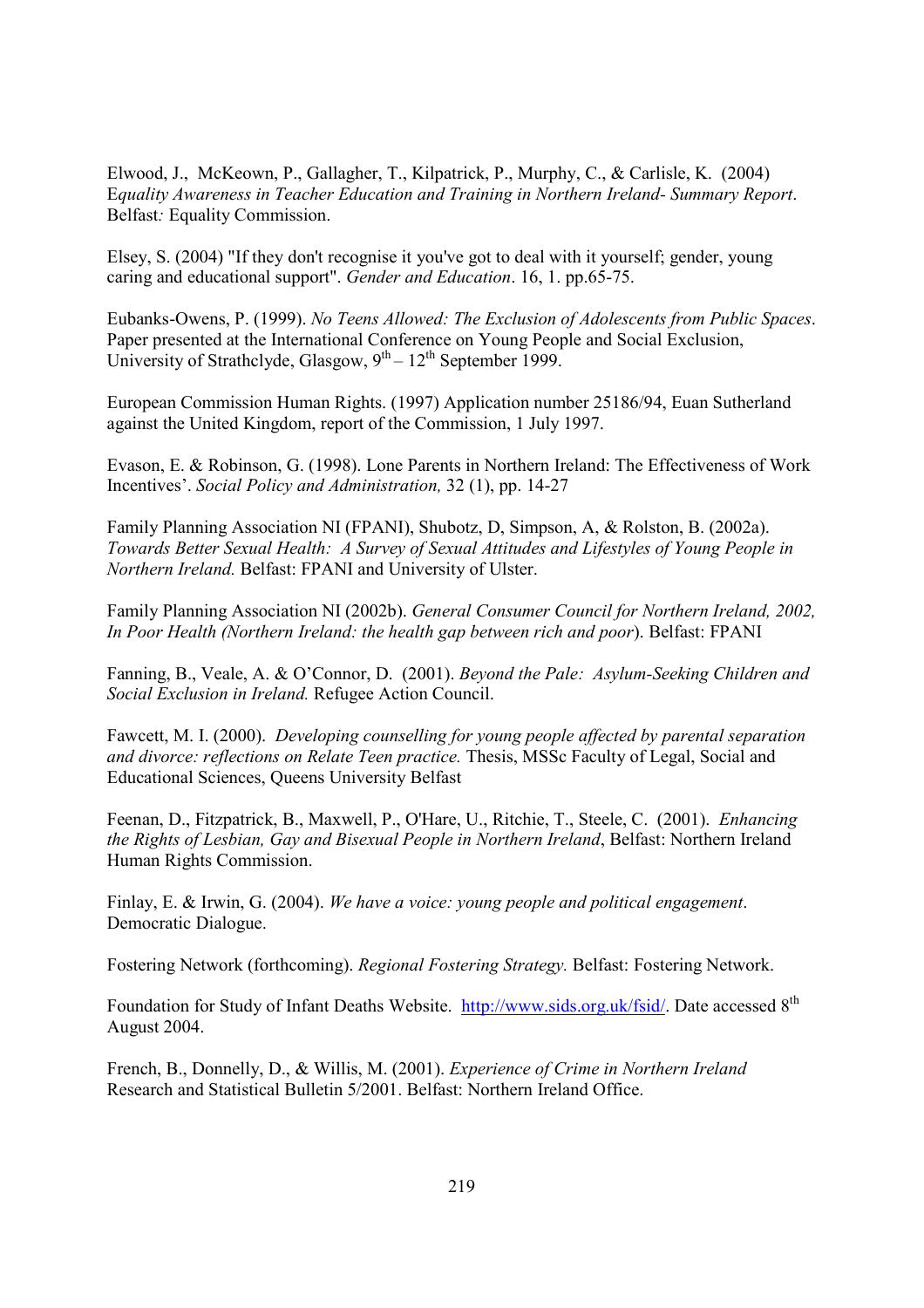Elwood, J., McKeown, P., Gallagher, T., Kilpatrick, P., Murphy, C., & Carlisle, K. (2004) *Equality Awareness in Teacher Education and Training in Northern Ireland- Summary Report*. Belfast*:* Equality Commission.

Elsey, S. (2004) "If they don't recognise it you've got to deal with it yourself; gender, young caring and educational support". *Gender and Education*. 16, 1. pp.65-75.

Eubanks-Owens, P. (1999). *No Teens Allowed: The Exclusion of Adolescents from Public Spaces*. Paper presented at the International Conference on Young People and Social Exclusion, University of Strathclyde, Glasgow, 9th – 12th September 1999.

European Commission Human Rights. (1997) Application number 25186/94, Euan Sutherland against the United Kingdom, report of the Commission, 1 July 1997.

Evason, E. & Robinson, G. (1998). Lone Parents in Northern Ireland: The Effectiveness of Work Incentives'. *Social Policy and Administration,* 32 (1), pp. 14-27

Family Planning Association NI (FPANI), Shubotz, D, Simpson, A, & Rolston, B. (2002a). *Towards Better Sexual Health: A Survey of Sexual Attitudes and Lifestyles of Young People in Northern Ireland.* Belfast: FPANI and University of Ulster.

Family Planning Association NI (2002b). *General Consumer Council for Northern Ireland, 2002, In Poor Health (Northern Ireland: the health gap between rich and poor*). Belfast: FPANI

Fanning, B., Veale, A. & O'Connor, D. (2001). *Beyond the Pale: Asylum-Seeking Children and Social Exclusion in Ireland.* Refugee Action Council.

Fawcett, M. I. (2000). *Developing counselling for young people affected by parental separation and divorce: reflections on Relate Teen practice.* Thesis, MSSc Faculty of Legal, Social and Educational Sciences, Queens University Belfast

Feenan, D., Fitzpatrick, B., Maxwell, P., O'Hare, U., Ritchie, T., Steele, C. (2001). *Enhancing the Rights of Lesbian, Gay and Bisexual People in Northern Ireland*, Belfast: Northern Ireland Human Rights Commission.

Finlay, E. & Irwin, G. (2004). *We have a voice: young people and political engagement*. Democratic Dialogue.

Fostering Network (forthcoming). *Regional Fostering Strategy.* Belfast: Fostering Network.

Foundation for Study of Infant Deaths Website. http://www.sids.org.uk/fsid/. Date accessed 8th August 2004.

French, B., Donnelly, D., & Willis, M. (2001). *Experience of Crime in Northern Ireland* Research and Statistical Bulletin 5/2001. Belfast: Northern Ireland Office.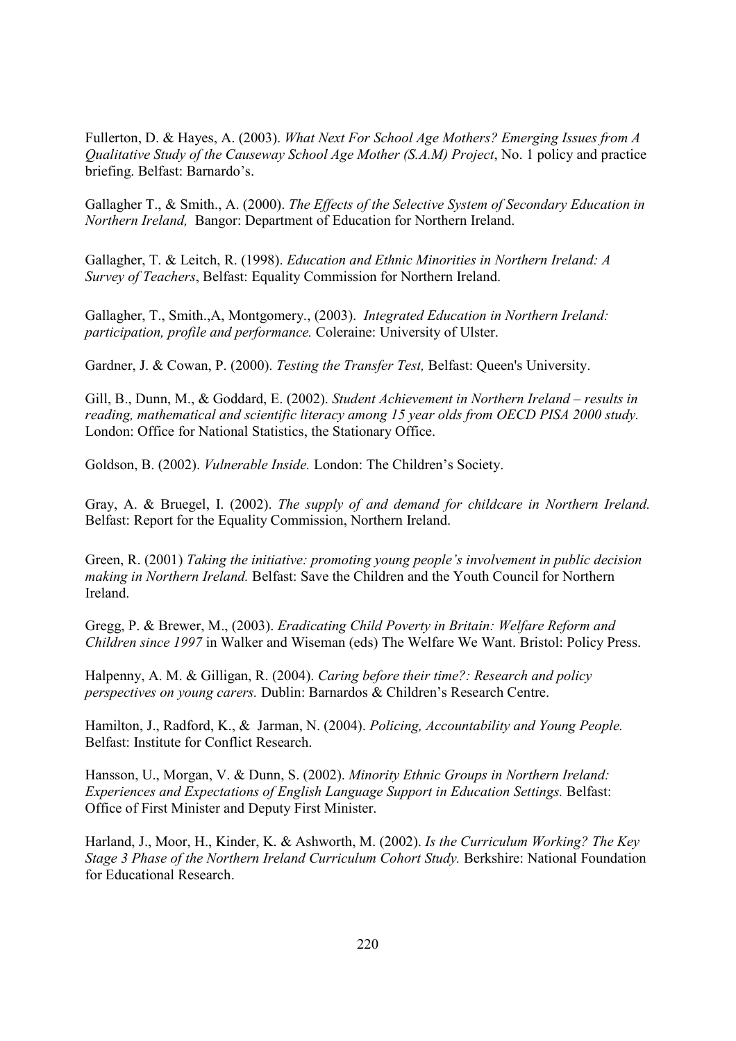Fullerton, D. & Hayes, A. (2003). *What Next For School Age Mothers? Emerging Issues from A Qualitative Study of the Causeway School Age Mother (S.A.M) Project*, No. 1 policy and practice briefing. Belfast: Barnardo's.

Gallagher T., & Smith., A. (2000). *The Effects of the Selective System of Secondary Education in Northern Ireland,* Bangor: Department of Education for Northern Ireland.

Gallagher, T. & Leitch, R. (1998). *Education and Ethnic Minorities in Northern Ireland: A Survey of Teachers*, Belfast: Equality Commission for Northern Ireland.

Gallagher, T., Smith.,A, Montgomery., (2003). *Integrated Education in Northern Ireland: participation, profile and performance.* Coleraine: University of Ulster.

Gardner, J. & Cowan, P. (2000). *Testing the Transfer Test,* Belfast: Queen's University.

Gill, B., Dunn, M., & Goddard, E. (2002). *Student Achievement in Northern Ireland – results in reading, mathematical and scientific literacy among 15 year olds from OECD PISA 2000 study.* London: Office for National Statistics, the Stationary Office.

Goldson, B. (2002). *Vulnerable Inside.* London: The Children's Society.

Gray, A. & Bruegel, I. (2002). *The supply of and demand for childcare in Northern Ireland.* Belfast: Report for the Equality Commission, Northern Ireland.

Green, R. (2001) *Taking the initiative: promoting young people's involvement in public decision making in Northern Ireland.* Belfast: Save the Children and the Youth Council for Northern Ireland.

Gregg, P. & Brewer, M., (2003). *Eradicating Child Poverty in Britain: Welfare Reform and Children since 1997* in Walker and Wiseman (eds) The Welfare We Want. Bristol: Policy Press.

Halpenny, A. M. & Gilligan, R. (2004). *Caring before their time?: Research and policy perspectives on young carers.* Dublin: Barnardos & Children's Research Centre.

Hamilton, J., Radford, K., & Jarman, N. (2004). *Policing, Accountability and Young People.* Belfast: Institute for Conflict Research.

Hansson, U., Morgan, V. & Dunn, S. (2002). *Minority Ethnic Groups in Northern Ireland: Experiences and Expectations of English Language Support in Education Settings.* Belfast: Office of First Minister and Deputy First Minister.

Harland, J., Moor, H., Kinder, K. & Ashworth, M. (2002). *Is the Curriculum Working? The Key Stage 3 Phase of the Northern Ireland Curriculum Cohort Study.* Berkshire: National Foundation for Educational Research.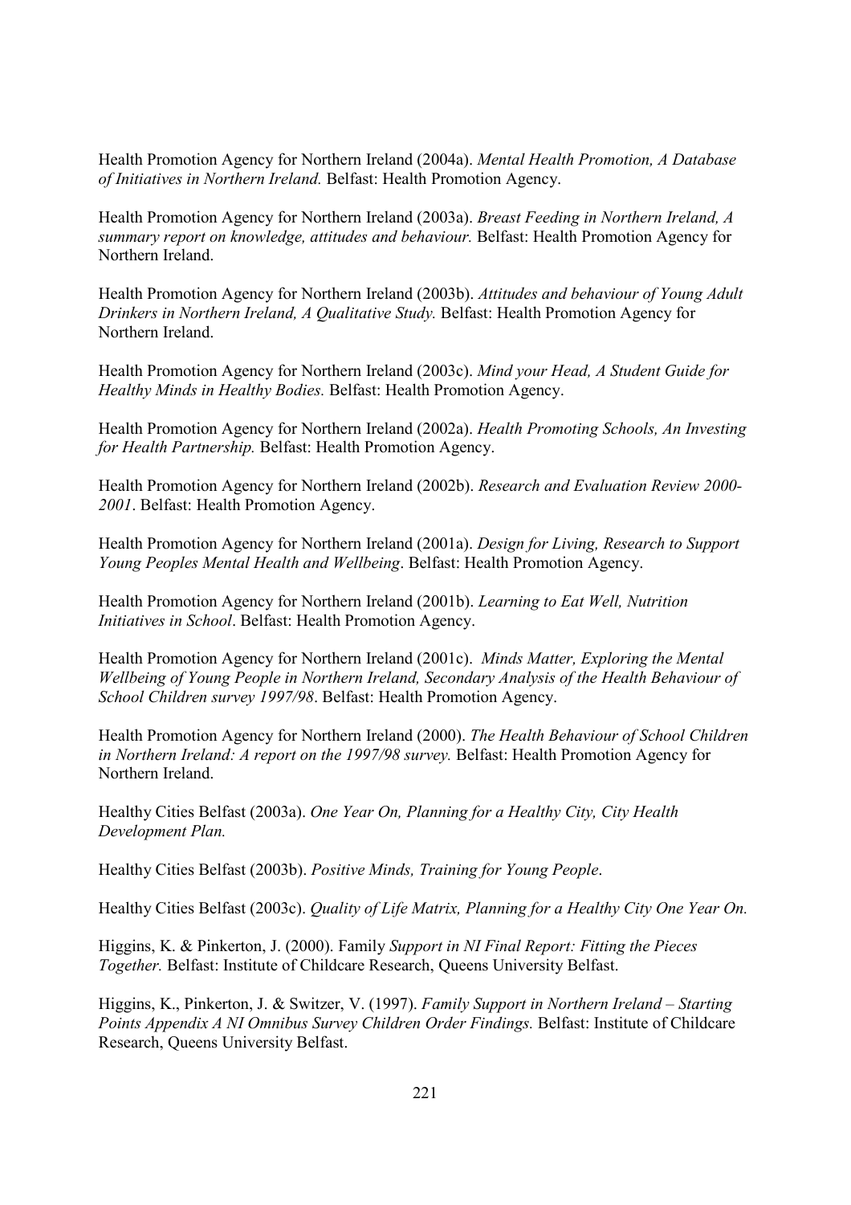Health Promotion Agency for Northern Ireland (2004a). *Mental Health Promotion, A Database of Initiatives in Northern Ireland.* Belfast: Health Promotion Agency.

Health Promotion Agency for Northern Ireland (2003a). *Breast Feeding in Northern Ireland, A summary report on knowledge, attitudes and behaviour.* Belfast: Health Promotion Agency for Northern Ireland.

Health Promotion Agency for Northern Ireland (2003b). *Attitudes and behaviour of Young Adult Drinkers in Northern Ireland, A Qualitative Study.* Belfast: Health Promotion Agency for Northern Ireland.

Health Promotion Agency for Northern Ireland (2003c). *Mind your Head, A Student Guide for Healthy Minds in Healthy Bodies.* Belfast: Health Promotion Agency.

Health Promotion Agency for Northern Ireland (2002a). *Health Promoting Schools, An Investing for Health Partnership.* Belfast: Health Promotion Agency.

Health Promotion Agency for Northern Ireland (2002b). *Research and Evaluation Review 2000-2001*. Belfast: Health Promotion Agency.

Health Promotion Agency for Northern Ireland (2001a). *Design for Living, Research to Support Young Peoples Mental Health and Wellbeing*. Belfast: Health Promotion Agency.

Health Promotion Agency for Northern Ireland (2001b). *Learning to Eat Well, Nutrition Initiatives in School*. Belfast: Health Promotion Agency.

Health Promotion Agency for Northern Ireland (2001c). *Minds Matter, Exploring the Mental Wellbeing of Young People in Northern Ireland, Secondary Analysis of the Health Behaviour of School Children survey 1997/98*. Belfast: Health Promotion Agency.

Health Promotion Agency for Northern Ireland (2000). *The Health Behaviour of School Children in Northern Ireland: A report on the 1997/98 survey.* Belfast: Health Promotion Agency for Northern Ireland.

Healthy Cities Belfast (2003a). *One Year On, Planning for a Healthy City, City Health Development Plan.*

Healthy Cities Belfast (2003b). *Positive Minds, Training for Young People*.

Healthy Cities Belfast (2003c). *Quality of Life Matrix, Planning for a Healthy City One Year On.*

Higgins, K. & Pinkerton, J. (2000). Family *Support in NI Final Report: Fitting the Pieces Together.* Belfast: Institute of Childcare Research, Queens University Belfast.

Higgins, K., Pinkerton, J. & Switzer, V. (1997). *Family Support in Northern Ireland – Starting Points Appendix A NI Omnibus Survey Children Order Findings.* Belfast: Institute of Childcare Research, Queens University Belfast.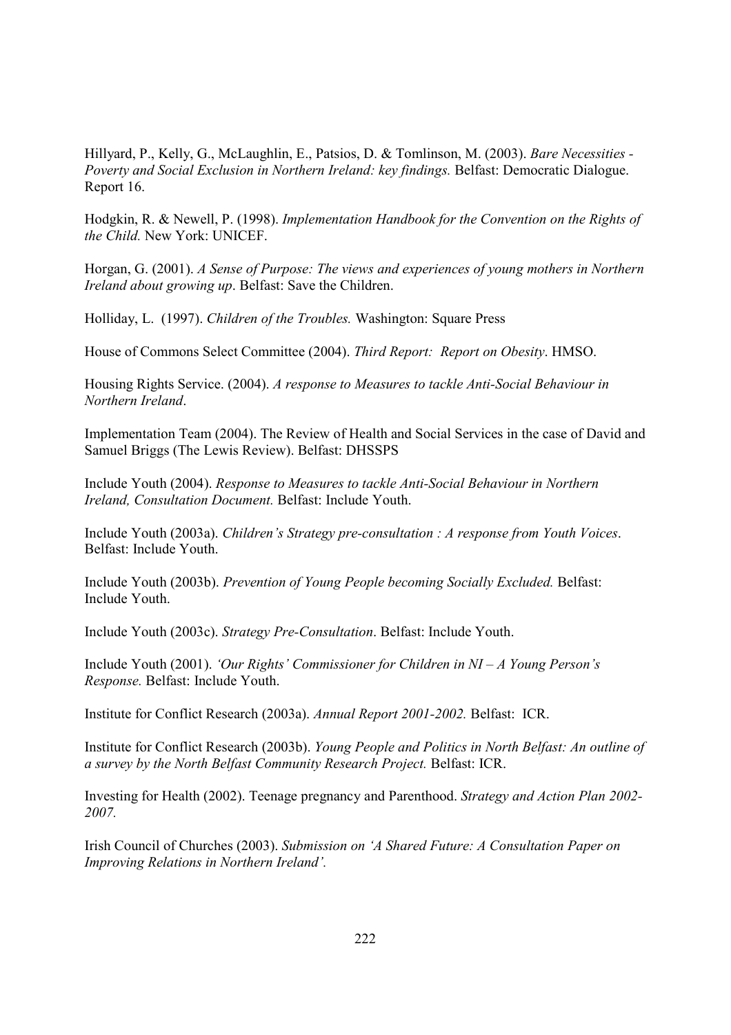Hillyard, P., Kelly, G., McLaughlin, E., Patsios, D. & Tomlinson, M. (2003). *Bare Necessities - Poverty and Social Exclusion in Northern Ireland: key findings.* Belfast: Democratic Dialogue. Report 16.

Hodgkin, R. & Newell, P. (1998). *Implementation Handbook for the Convention on the Rights of the Child.* New York: UNICEF.

Horgan, G. (2001). *A Sense of Purpose: The views and experiences of young mothers in Northern Ireland about growing up*. Belfast: Save the Children.

Holliday, L. (1997). *Children of the Troubles.* Washington: Square Press

House of Commons Select Committee (2004). *Third Report: Report on Obesity*. HMSO.

Housing Rights Service. (2004). *A response to Measures to tackle Anti-Social Behaviour in Northern Ireland*.

Implementation Team (2004). The Review of Health and Social Services in the case of David and Samuel Briggs (The Lewis Review). Belfast: DHSSPS

Include Youth (2004). *Response to Measures to tackle Anti-Social Behaviour in Northern Ireland, Consultation Document.* Belfast: Include Youth.

Include Youth (2003a). *Children's Strategy pre-consultation : A response from Youth Voices*. Belfast: Include Youth.

Include Youth (2003b). *Prevention of Young People becoming Socially Excluded.* Belfast: Include Youth.

Include Youth (2003c). *Strategy Pre-Consultation*. Belfast: Include Youth.

Include Youth (2001). *'Our Rights' Commissioner for Children in NI – A Young Person's Response.* Belfast: Include Youth.

Institute for Conflict Research (2003a). *Annual Report 2001-2002.* Belfast: ICR.

Institute for Conflict Research (2003b). *Young People and Politics in North Belfast: An outline of a survey by the North Belfast Community Research Project.* Belfast: ICR.

Investing for Health (2002). Teenage pregnancy and Parenthood. *Strategy and Action Plan 2002-2007.*

Irish Council of Churches (2003). *Submission on 'A Shared Future: A Consultation Paper on Improving Relations in Northern Ireland'.*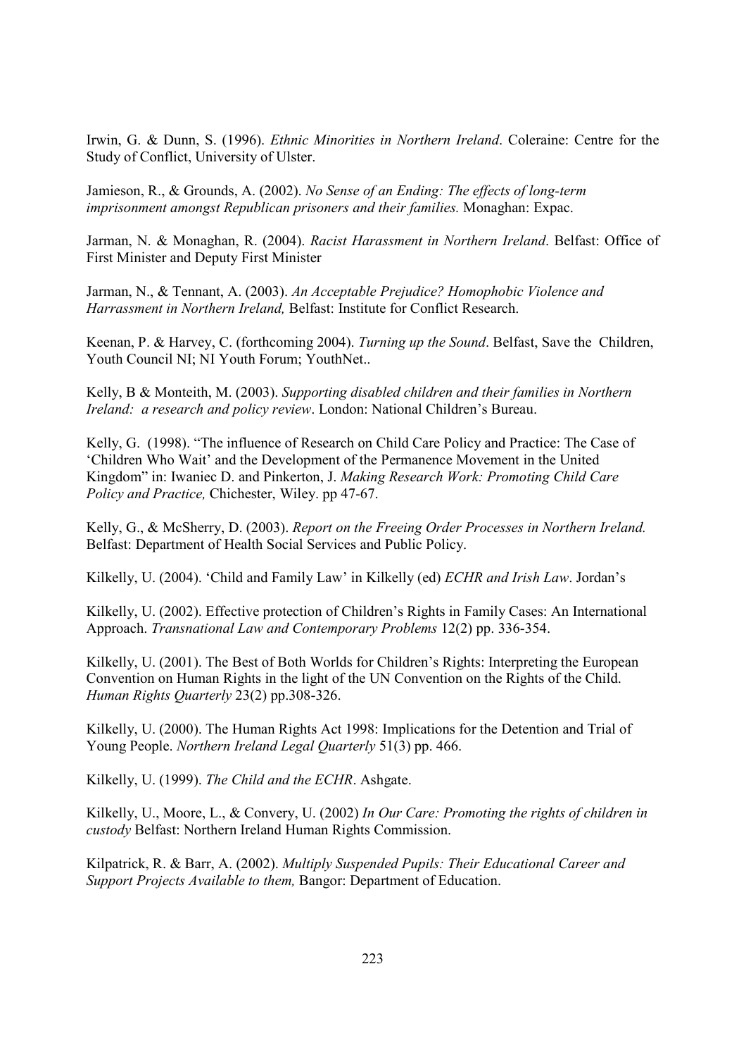Irwin, G. & Dunn, S. (1996). *Ethnic Minorities in Northern Ireland*. Coleraine: Centre for the Study of Conflict, University of Ulster.

Jamieson, R., & Grounds, A. (2002). *No Sense of an Ending: The effects of long-term imprisonment amongst Republican prisoners and their families.* Monaghan: Expac.

Jarman, N. & Monaghan, R. (2004). *Racist Harassment in Northern Ireland*. Belfast: Office of First Minister and Deputy First Minister

Jarman, N., & Tennant, A. (2003). *An Acceptable Prejudice? Homophobic Violence and Harrassment in Northern Ireland,* Belfast: Institute for Conflict Research.

Keenan, P. & Harvey, C. (forthcoming 2004). *Turning up the Sound*. Belfast, Save the Children, Youth Council NI; NI Youth Forum; YouthNet..

Kelly, B & Monteith, M. (2003). *Supporting disabled children and their families in Northern Ireland: a research and policy review*. London: National Children's Bureau.

Kelly, G. (1998). "The influence of Research on Child Care Policy and Practice: The Case of 'Children Who Wait' and the Development of the Permanence Movement in the United Kingdom" in: Iwaniec D. and Pinkerton, J. *Making Research Work: Promoting Child Care Policy and Practice,* Chichester, Wiley. pp 47-67.

Kelly, G., & McSherry, D. (2003). *Report on the Freeing Order Processes in Northern Ireland.* Belfast: Department of Health Social Services and Public Policy.

Kilkelly, U. (2004). 'Child and Family Law' in Kilkelly (ed) *ECHR and Irish Law*. Jordan's

Kilkelly, U. (2002). Effective protection of Children's Rights in Family Cases: An International Approach. *Transnational Law and Contemporary Problems* 12(2) pp. 336-354.

Kilkelly, U. (2001). The Best of Both Worlds for Children's Rights: Interpreting the European Convention on Human Rights in the light of the UN Convention on the Rights of the Child. *Human Rights Quarterly* 23(2) pp.308-326.

Kilkelly, U. (2000). The Human Rights Act 1998: Implications for the Detention and Trial of Young People. *Northern Ireland Legal Quarterly* 51(3) pp. 466.

Kilkelly, U. (1999). *The Child and the ECHR*. Ashgate.

Kilkelly, U., Moore, L., & Convery, U. (2002) *In Our Care: Promoting the rights of children in custody* Belfast: Northern Ireland Human Rights Commission.

Kilpatrick, R. & Barr, A. (2002). *Multiply Suspended Pupils: Their Educational Career and Support Projects Available to them,* Bangor: Department of Education.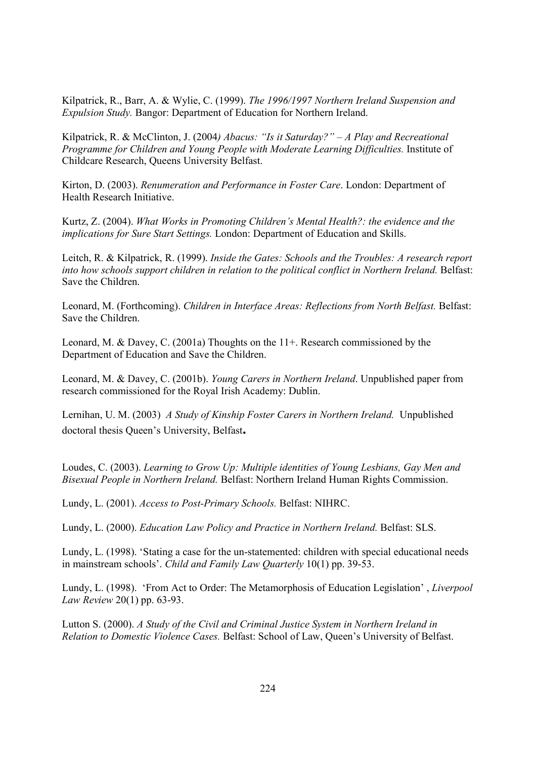Kilpatrick, R., Barr, A. & Wylie, C. (1999). *The 1996/1997 Northern Ireland Suspension and Expulsion Study.* Bangor: Department of Education for Northern Ireland.

Kilpatrick, R. & McClinton, J. (2004*) Abacus: "Is it Saturday?" – A Play and Recreational Programme for Children and Young People with Moderate Learning Difficulties.* Institute of Childcare Research, Queens University Belfast.

Kirton, D. (2003). *Renumeration and Performance in Foster Care*. London: Department of Health Research Initiative.

Kurtz, Z. (2004). *What Works in Promoting Children's Mental Health?: the evidence and the implications for Sure Start Settings.* London: Department of Education and Skills.

Leitch, R. & Kilpatrick, R. (1999). *Inside the Gates: Schools and the Troubles: A research report into how schools support children in relation to the political conflict in Northern Ireland.* Belfast: Save the Children.

Leonard, M. (Forthcoming). *Children in Interface Areas: Reflections from North Belfast.* Belfast: Save the Children.

Leonard, M. & Davey, C. (2001a) Thoughts on the 11+. Research commissioned by the Department of Education and Save the Children.

Leonard, M. & Davey, C. (2001b). *Young Carers in Northern Ireland*. Unpublished paper from research commissioned for the Royal Irish Academy: Dublin.

Lernihan, U. M. (2003) *A Study of Kinship Foster Carers in Northern Ireland.* Unpublished doctoral thesis Queen's University, Belfast**.**

Loudes, C. (2003). *Learning to Grow Up: Multiple identities of Young Lesbians, Gay Men and Bisexual People in Northern Ireland.* Belfast: Northern Ireland Human Rights Commission.

Lundy, L. (2001). *Access to Post-Primary Schools.* Belfast: NIHRC.

Lundy, L. (2000). *Education Law Policy and Practice in Northern Ireland.* Belfast: SLS.

Lundy, L. (1998). 'Stating a case for the un-statemented: children with special educational needs in mainstream schools'. *Child and Family Law Quarterly* 10(1) pp. 39-53.

Lundy, L. (1998). 'From Act to Order: The Metamorphosis of Education Legislation' , *Liverpool Law Review* 20(1) pp. 63-93.

Lutton S. (2000). *A Study of the Civil and Criminal Justice System in Northern Ireland in Relation to Domestic Violence Cases.* Belfast: School of Law, Queen's University of Belfast.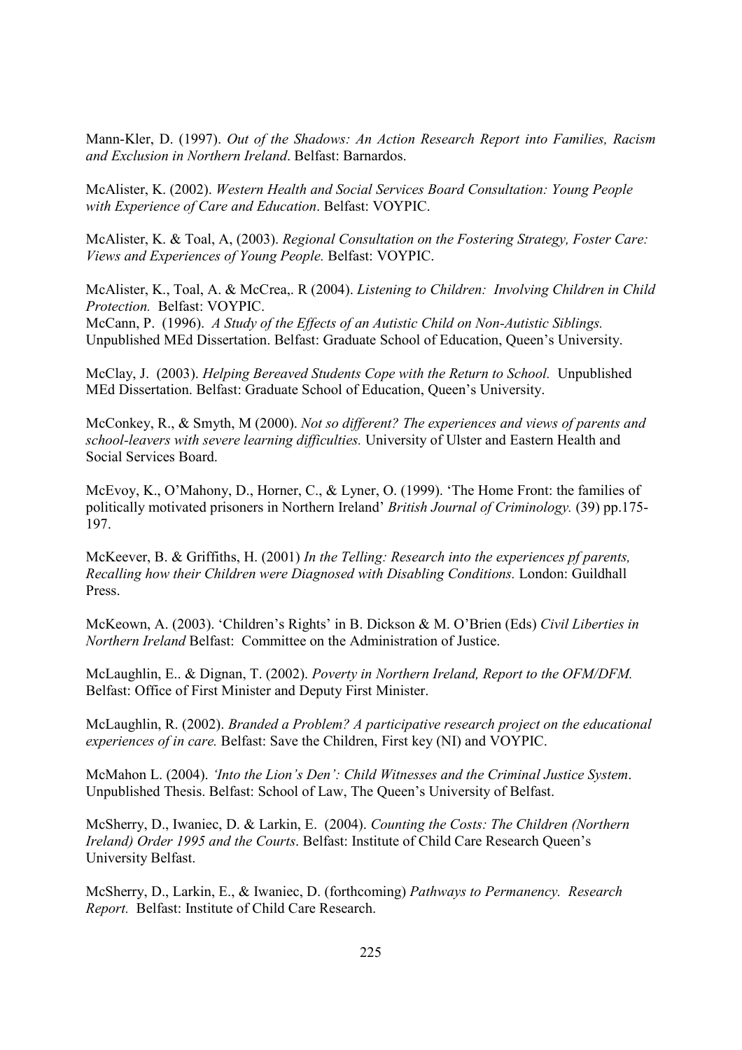Mann-Kler, D. (1997). *Out of the Shadows: An Action Research Report into Families, Racism and Exclusion in Northern Ireland*. Belfast: Barnardos.

McAlister, K. (2002). *Western Health and Social Services Board Consultation: Young People with Experience of Care and Education*. Belfast: VOYPIC.

McAlister, K. & Toal, A, (2003). *Regional Consultation on the Fostering Strategy, Foster Care: Views and Experiences of Young People.* Belfast: VOYPIC.

McAlister, K., Toal, A. & McCrea,. R (2004). *Listening to Children: Involving Children in Child Protection.* Belfast: VOYPIC.
McCann, P. (1996). *A Study of the Effects of an Autistic Child on Non-Autistic Siblings.* Unpublished MEd Dissertation. Belfast: Graduate School of Education, Queen's University.

McClay, J. (2003). *Helping Bereaved Students Cope with the Return to School.* Unpublished MEd Dissertation. Belfast: Graduate School of Education, Queen's University.

McConkey, R., & Smyth, M (2000). *Not so different? The experiences and views of parents and school-leavers with severe learning difficulties.* University of Ulster and Eastern Health and Social Services Board.

McEvoy, K., O'Mahony, D., Horner, C., & Lyner, O. (1999). 'The Home Front: the families of politically motivated prisoners in Northern Ireland' *British Journal of Criminology.* (39) pp.175-197.

McKeever, B. & Griffiths, H. (2001) *In the Telling: Research into the experiences pf parents, Recalling how their Children were Diagnosed with Disabling Conditions.* London: Guildhall Press.

McKeown, A. (2003). 'Children's Rights' in B. Dickson & M. O'Brien (Eds) *Civil Liberties in Northern Ireland* Belfast: Committee on the Administration of Justice.

McLaughlin, E.. & Dignan, T. (2002). *Poverty in Northern Ireland, Report to the OFM/DFM.* Belfast: Office of First Minister and Deputy First Minister.

McLaughlin, R. (2002). *Branded a Problem? A participative research project on the educational experiences of in care.* Belfast: Save the Children, First key (NI) and VOYPIC.

McMahon L. (2004). *'Into the Lion's Den': Child Witnesses and the Criminal Justice System*. Unpublished Thesis. Belfast: School of Law, The Queen's University of Belfast.

McSherry, D., Iwaniec, D. & Larkin, E. (2004). *Counting the Costs: The Children (Northern Ireland) Order 1995 and the Courts*. Belfast: Institute of Child Care Research Queen's University Belfast.

McSherry, D., Larkin, E., & Iwaniec, D. (forthcoming) *Pathways to Permanency. Research Report.* Belfast: Institute of Child Care Research.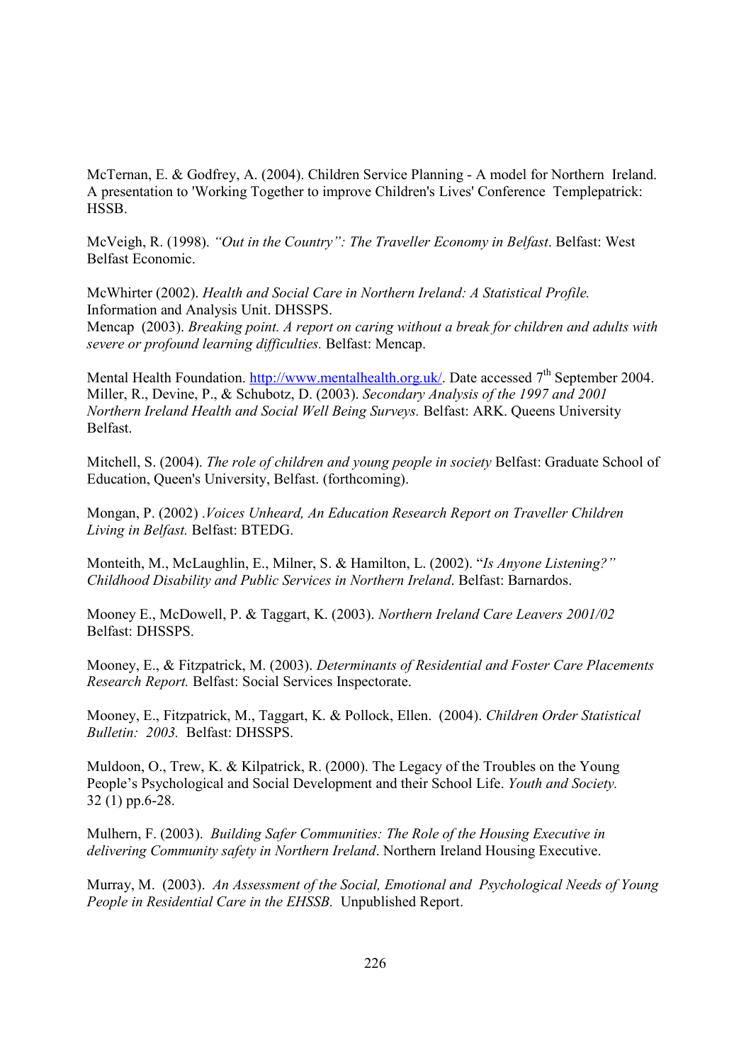McTernan, E. & Godfrey, A. (2004). Children Service Planning - A model for Northern Ireland. A presentation to 'Working Together to improve Children's Lives' Conference Templepatrick: HSSB.

McVeigh, R. (1998). *"Out in the Country": The Traveller Economy in Belfast*. Belfast: West Belfast Economic.

McWhirter (2002). *Health and Social Care in Northern Ireland: A Statistical Profile.* Information and Analysis Unit. DHSSPS.

Mencap (2003). *Breaking point. A report on caring without a break for children and adults with severe or profound learning difficulties.* Belfast: Mencap.

Mental Health Foundation. http://www.mentalhealth.org.uk/. Date accessed 7th September 2004.

Miller, R., Devine, P., & Schubotz, D. (2003). *Secondary Analysis of the 1997 and 2001 Northern Ireland Health and Social Well Being Surveys.* Belfast: ARK. Queens University Belfast.

Mitchell, S. (2004). *The role of children and young people in society* Belfast: Graduate School of Education, Queen's University, Belfast. (forthcoming).

Mongan, P. (2002) .*Voices Unheard, An Education Research Report on Traveller Children Living in Belfast.* Belfast: BTEDG.

Monteith, M., McLaughlin, E., Milner, S. & Hamilton, L. (2002). "*Is Anyone Listening?" Childhood Disability and Public Services in Northern Ireland*. Belfast: Barnardos.

Mooney E., McDowell, P. & Taggart, K. (2003). *Northern Ireland Care Leavers 2001/02* Belfast: DHSSPS.

Mooney, E., & Fitzpatrick, M. (2003). *Determinants of Residential and Foster Care Placements Research Report.* Belfast: Social Services Inspectorate.

Mooney, E., Fitzpatrick, M., Taggart, K. & Pollock, Ellen. (2004). *Children Order Statistical Bulletin: 2003.* Belfast: DHSSPS.

Muldoon, O., Trew, K. & Kilpatrick, R. (2000). The Legacy of the Troubles on the Young People's Psychological and Social Development and their School Life. *Youth and Society.* 32 (1) pp.6-28.

Mulhern, F. (2003). *Building Safer Communities: The Role of the Housing Executive in delivering Community safety in Northern Ireland*. Northern Ireland Housing Executive.

Murray, M. (2003). *An Assessment of the Social, Emotional and Psychological Needs of Young People in Residential Care in the EHSSB.* Unpublished Report.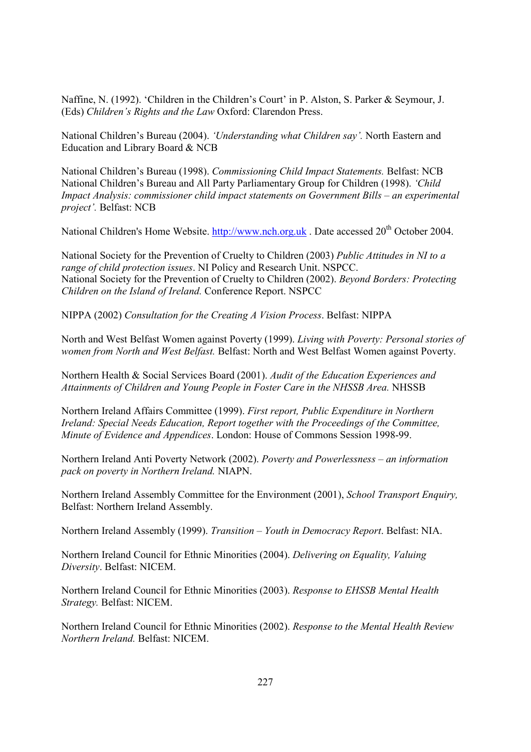Naffine, N. (1992). 'Children in the Children's Court' in P. Alston, S. Parker & Seymour, J. (Eds) *Children's Rights and the Law* Oxford: Clarendon Press.

National Children's Bureau (2004). *'Understanding what Children say'.* North Eastern and Education and Library Board & NCB

National Children's Bureau (1998). *Commissioning Child Impact Statements.* Belfast: NCB
National Children's Bureau and All Party Parliamentary Group for Children (1998). *'Child Impact Analysis: commissioner child impact statements on Government Bills – an experimental project'.* Belfast: NCB

National Children's Home Website. http://www.nch.org.uk . Date accessed 20th October 2004.

National Society for the Prevention of Cruelty to Children (2003) *Public Attitudes in NI to a range of child protection issues*. NI Policy and Research Unit. NSPCC.
National Society for the Prevention of Cruelty to Children (2002). *Beyond Borders: Protecting Children on the Island of Ireland.* Conference Report. NSPCC

NIPPA (2002) *Consultation for the Creating A Vision Process*. Belfast: NIPPA

North and West Belfast Women against Poverty (1999). *Living with Poverty: Personal stories of women from North and West Belfast.* Belfast: North and West Belfast Women against Poverty.

Northern Health & Social Services Board (2001). *Audit of the Education Experiences and Attainments of Children and Young People in Foster Care in the NHSSB Area.* NHSSB

Northern Ireland Affairs Committee (1999). *First report, Public Expenditure in Northern Ireland: Special Needs Education, Report together with the Proceedings of the Committee, Minute of Evidence and Appendices*. London: House of Commons Session 1998-99.

Northern Ireland Anti Poverty Network (2002). *Poverty and Powerlessness – an information pack on poverty in Northern Ireland.* NIAPN.

Northern Ireland Assembly Committee for the Environment (2001), *School Transport Enquiry,* Belfast: Northern Ireland Assembly.

Northern Ireland Assembly (1999). *Transition – Youth in Democracy Report*. Belfast: NIA.

Northern Ireland Council for Ethnic Minorities (2004). *Delivering on Equality, Valuing Diversity*. Belfast: NICEM.

Northern Ireland Council for Ethnic Minorities (2003). *Response to EHSSB Mental Health Strategy.* Belfast: NICEM.

Northern Ireland Council for Ethnic Minorities (2002). *Response to the Mental Health Review Northern Ireland.* Belfast: NICEM.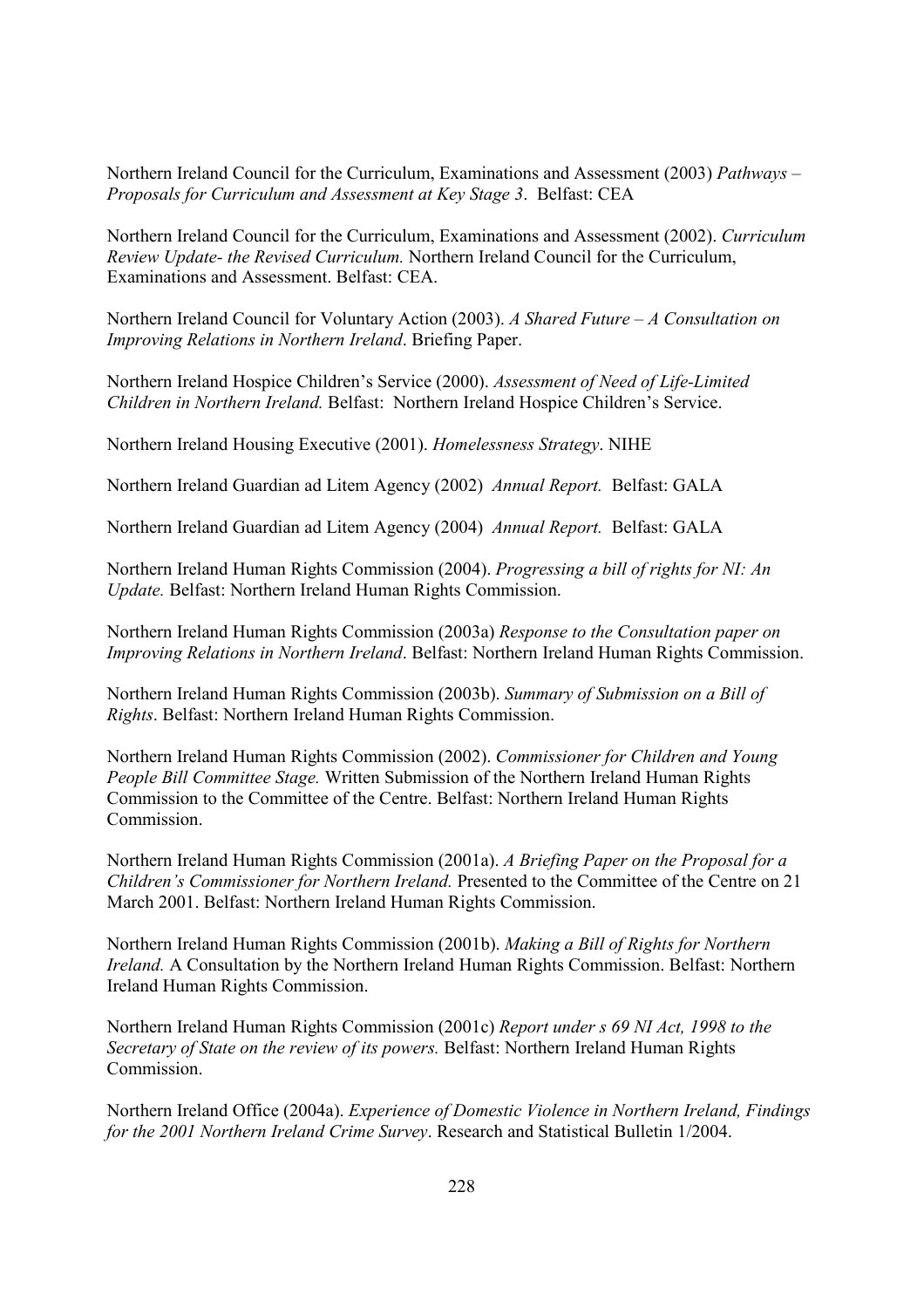Northern Ireland Council for the Curriculum, Examinations and Assessment (2003) *Pathways – Proposals for Curriculum and Assessment at Key Stage 3*. Belfast: CEA

Northern Ireland Council for the Curriculum, Examinations and Assessment (2002). *Curriculum Review Update- the Revised Curriculum.* Northern Ireland Council for the Curriculum, Examinations and Assessment. Belfast: CEA.

Northern Ireland Council for Voluntary Action (2003). *A Shared Future – A Consultation on Improving Relations in Northern Ireland*. Briefing Paper.

Northern Ireland Hospice Children's Service (2000). *Assessment of Need of Life-Limited Children in Northern Ireland.* Belfast: Northern Ireland Hospice Children's Service.

Northern Ireland Housing Executive (2001). *Homelessness Strategy*. NIHE

Northern Ireland Guardian ad Litem Agency (2002) *Annual Report.* Belfast: GALA

Northern Ireland Guardian ad Litem Agency (2004) *Annual Report.* Belfast: GALA

Northern Ireland Human Rights Commission (2004). *Progressing a bill of rights for NI: An Update.* Belfast: Northern Ireland Human Rights Commission.

Northern Ireland Human Rights Commission (2003a) *Response to the Consultation paper on Improving Relations in Northern Ireland*. Belfast: Northern Ireland Human Rights Commission.

Northern Ireland Human Rights Commission (2003b). *Summary of Submission on a Bill of Rights*. Belfast: Northern Ireland Human Rights Commission.

Northern Ireland Human Rights Commission (2002). *Commissioner for Children and Young People Bill Committee Stage.* Written Submission of the Northern Ireland Human Rights Commission to the Committee of the Centre. Belfast: Northern Ireland Human Rights Commission.

Northern Ireland Human Rights Commission (2001a). *A Briefing Paper on the Proposal for a Children's Commissioner for Northern Ireland.* Presented to the Committee of the Centre on 21 March 2001. Belfast: Northern Ireland Human Rights Commission.

Northern Ireland Human Rights Commission (2001b). *Making a Bill of Rights for Northern Ireland.* A Consultation by the Northern Ireland Human Rights Commission. Belfast: Northern Ireland Human Rights Commission.

Northern Ireland Human Rights Commission (2001c) *Report under s 69 NI Act, 1998 to the Secretary of State on the review of its powers.* Belfast: Northern Ireland Human Rights Commission.

Northern Ireland Office (2004a). *Experience of Domestic Violence in Northern Ireland, Findings for the 2001 Northern Ireland Crime Survey*. Research and Statistical Bulletin 1/2004.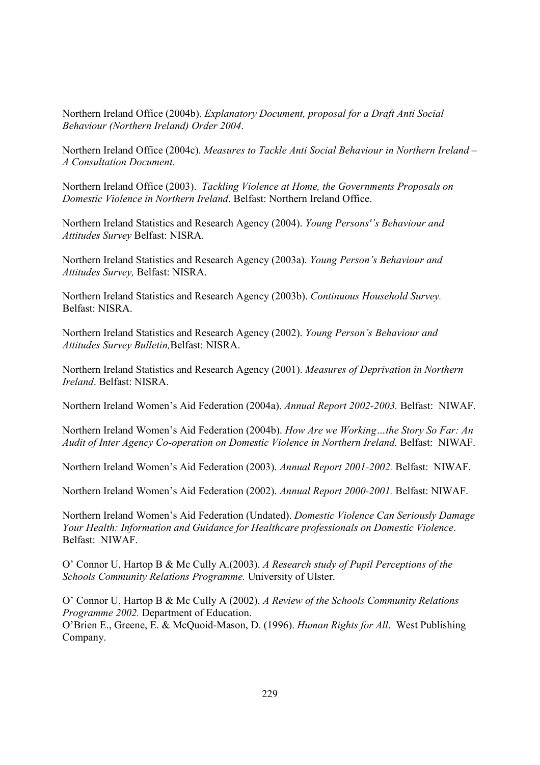Northern Ireland Office (2004b). *Explanatory Document, proposal for a Draft Anti Social Behaviour (Northern Ireland) Order 2004*.

Northern Ireland Office (2004c). *Measures to Tackle Anti Social Behaviour in Northern Ireland – A Consultation Document.*

Northern Ireland Office (2003). *Tackling Violence at Home, the Governments Proposals on Domestic Violence in Northern Ireland*. Belfast: Northern Ireland Office.

Northern Ireland Statistics and Research Agency (2004). *Young Persons'’s Behaviour and Attitudes Survey* Belfast: NISRA.

Northern Ireland Statistics and Research Agency (2003a). *Young Person’s Behaviour and Attitudes Survey,* Belfast: NISRA.

Northern Ireland Statistics and Research Agency (2003b). *Continuous Household Survey.* Belfast: NISRA.

Northern Ireland Statistics and Research Agency (2002). *Young Person’s Behaviour and Attitudes Survey Bulletin,*Belfast: NISRA.

Northern Ireland Statistics and Research Agency (2001). *Measures of Deprivation in Northern Ireland*. Belfast: NISRA.

Northern Ireland Women’s Aid Federation (2004a). *Annual Report 2002-2003.* Belfast: NIWAF.

Northern Ireland Women’s Aid Federation (2004b). *How Are we Working…the Story So Far: An Audit of Inter Agency Co-operation on Domestic Violence in Northern Ireland.* Belfast: NIWAF.

Northern Ireland Women’s Aid Federation (2003). *Annual Report 2001-2002.* Belfast: NIWAF.

Northern Ireland Women’s Aid Federation (2002). *Annual Report 2000-2001.* Belfast: NIWAF.

Northern Ireland Women’s Aid Federation (Undated). *Domestic Violence Can Seriously Damage Your Health: Information and Guidance for Healthcare professionals on Domestic Violence*. Belfast: NIWAF.

O’ Connor U, Hartop B & Mc Cully A.(2003). *A Research study of Pupil Perceptions of the Schools Community Relations Programme.* University of Ulster.

O’ Connor U, Hartop B & Mc Cully A (2002). *A Review of the Schools Community Relations Programme 2002.* Department of Education.
O’Brien E., Greene, E. & McQuoid-Mason, D. (1996). *Human Rights for All*. West Publishing Company.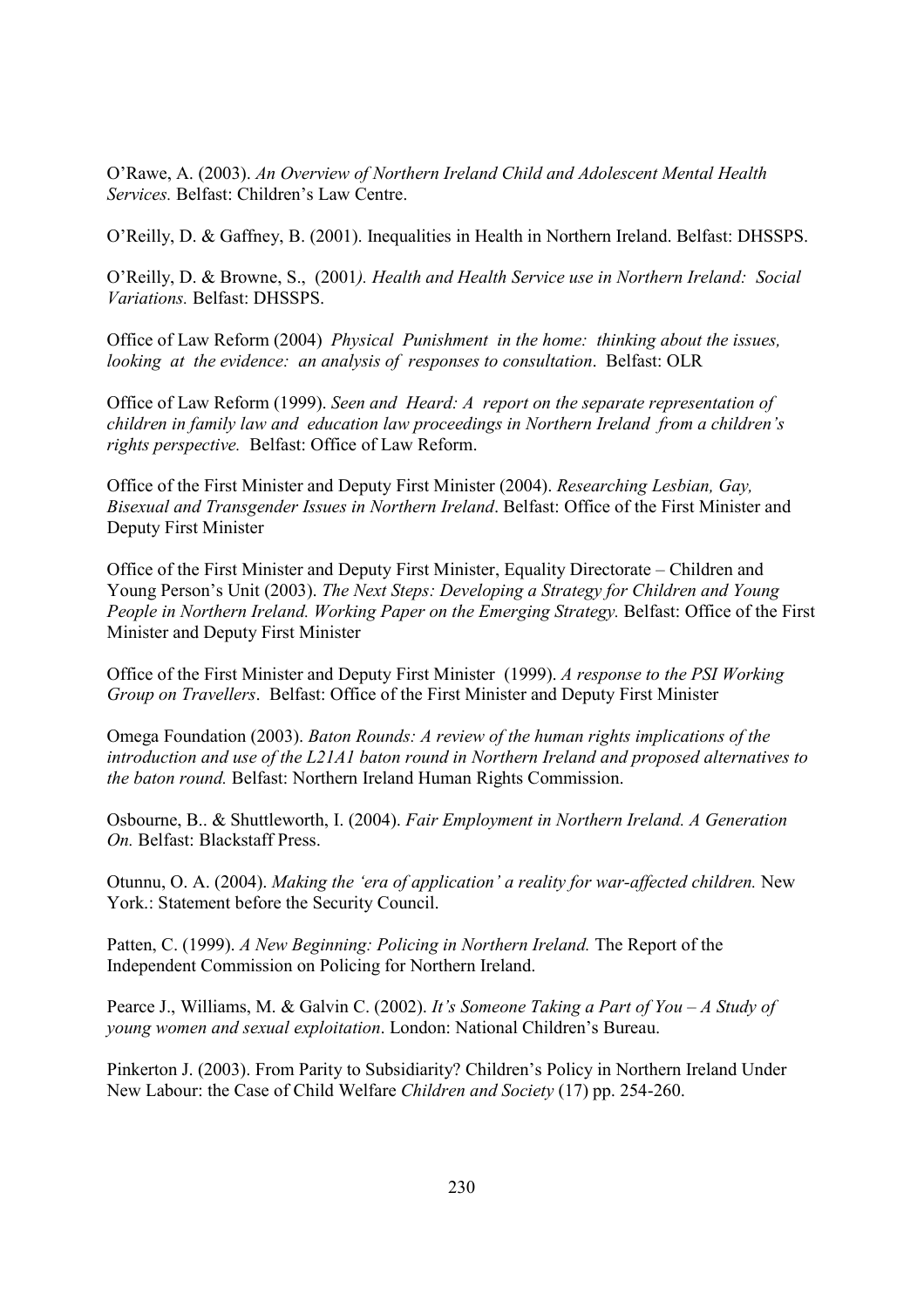O'Rawe, A. (2003). *An Overview of Northern Ireland Child and Adolescent Mental Health Services.* Belfast: Children's Law Centre.

O'Reilly, D. & Gaffney, B. (2001). Inequalities in Health in Northern Ireland. Belfast: DHSSPS.

O'Reilly, D. & Browne, S., (2001*). Health and Health Service use in Northern Ireland: Social Variations.* Belfast: DHSSPS.

Office of Law Reform (2004) *Physical Punishment in the home: thinking about the issues, looking at the evidence: an analysis of responses to consultation*. Belfast: OLR

Office of Law Reform (1999). *Seen and Heard: A report on the separate representation of children in family law and education law proceedings in Northern Ireland from a children's rights perspective.* Belfast: Office of Law Reform.

Office of the First Minister and Deputy First Minister (2004). *Researching Lesbian, Gay, Bisexual and Transgender Issues in Northern Ireland*. Belfast: Office of the First Minister and Deputy First Minister

Office of the First Minister and Deputy First Minister, Equality Directorate – Children and Young Person's Unit (2003). *The Next Steps: Developing a Strategy for Children and Young People in Northern Ireland. Working Paper on the Emerging Strategy.* Belfast: Office of the First Minister and Deputy First Minister

Office of the First Minister and Deputy First Minister (1999). *A response to the PSI Working Group on Travellers*. Belfast: Office of the First Minister and Deputy First Minister

Omega Foundation (2003). *Baton Rounds: A review of the human rights implications of the introduction and use of the L21A1 baton round in Northern Ireland and proposed alternatives to the baton round.* Belfast: Northern Ireland Human Rights Commission.

Osbourne, B.. & Shuttleworth, I. (2004). *Fair Employment in Northern Ireland. A Generation On.* Belfast: Blackstaff Press.

Otunnu, O. A. (2004). *Making the 'era of application' a reality for war-affected children.* New York.: Statement before the Security Council.

Patten, C. (1999). *A New Beginning: Policing in Northern Ireland.* The Report of the Independent Commission on Policing for Northern Ireland.

Pearce J., Williams, M. & Galvin C. (2002). *It's Someone Taking a Part of You – A Study of young women and sexual exploitation*. London: National Children's Bureau.

Pinkerton J. (2003). From Parity to Subsidiarity? Children's Policy in Northern Ireland Under New Labour: the Case of Child Welfare *Children and Society* (17) pp. 254-260.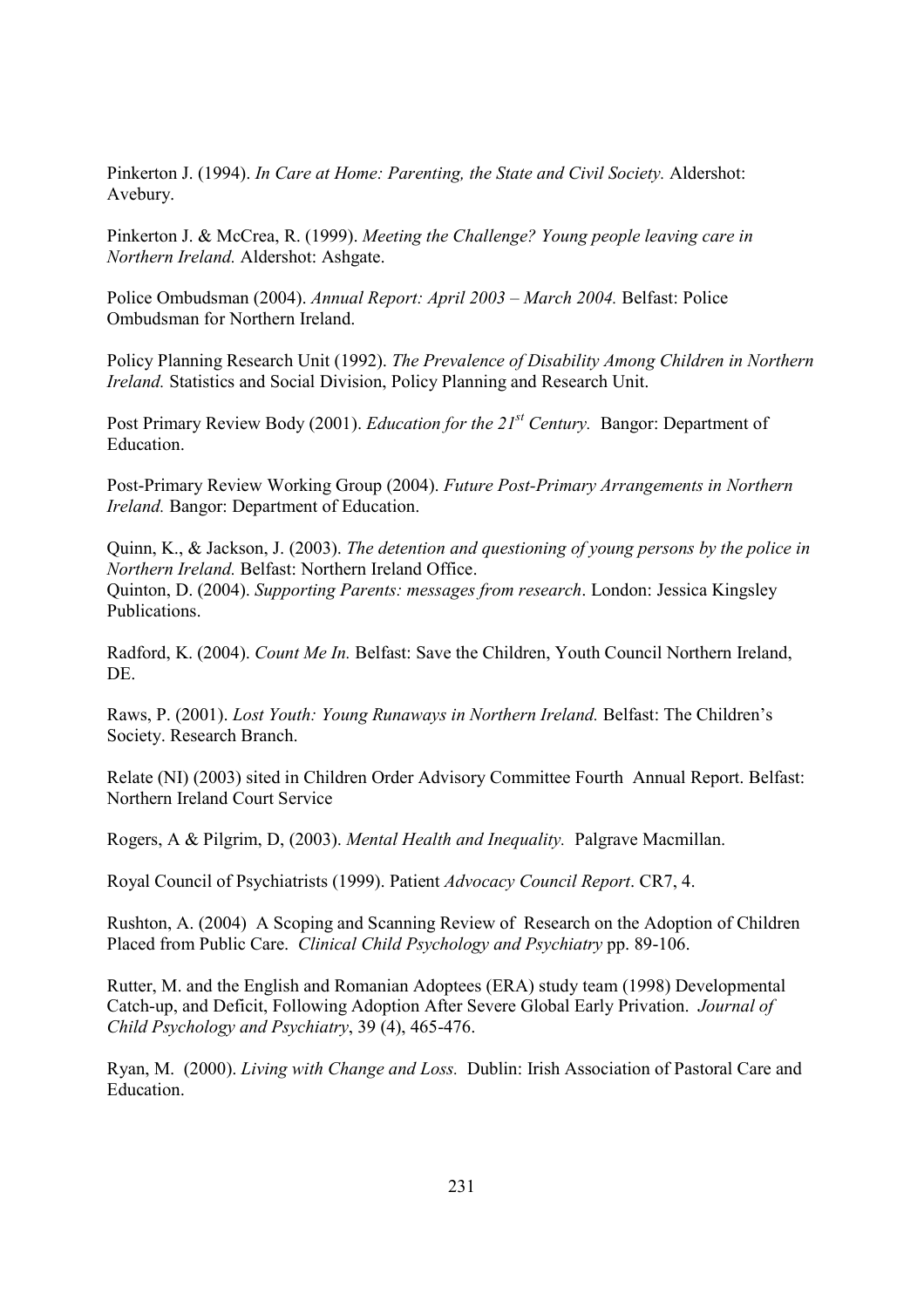Pinkerton J. (1994). *In Care at Home: Parenting, the State and Civil Society.* Aldershot: Avebury.

Pinkerton J. & McCrea, R. (1999). *Meeting the Challenge? Young people leaving care in Northern Ireland.* Aldershot: Ashgate.

Police Ombudsman (2004). *Annual Report: April 2003 – March 2004.* Belfast: Police Ombudsman for Northern Ireland.

Policy Planning Research Unit (1992). *The Prevalence of Disability Among Children in Northern Ireland.* Statistics and Social Division, Policy Planning and Research Unit.

Post Primary Review Body (2001). *Education for the 21st Century.* Bangor: Department of Education.

Post-Primary Review Working Group (2004). *Future Post-Primary Arrangements in Northern Ireland.* Bangor: Department of Education.

Quinn, K., & Jackson, J. (2003). *The detention and questioning of young persons by the police in Northern Ireland.* Belfast: Northern Ireland Office.
Quinton, D. (2004). *Supporting Parents: messages from research*. London: Jessica Kingsley Publications.

Radford, K. (2004). *Count Me In.* Belfast: Save the Children, Youth Council Northern Ireland, DE.

Raws, P. (2001). *Lost Youth: Young Runaways in Northern Ireland.* Belfast: The Children's Society. Research Branch.

Relate (NI) (2003) sited in Children Order Advisory Committee Fourth Annual Report. Belfast: Northern Ireland Court Service

Rogers, A & Pilgrim, D, (2003). *Mental Health and Inequality.* Palgrave Macmillan.

Royal Council of Psychiatrists (1999). Patient *Advocacy Council Report*. CR7, 4.

Rushton, A. (2004) A Scoping and Scanning Review of Research on the Adoption of Children Placed from Public Care. *Clinical Child Psychology and Psychiatry* pp. 89-106.

Rutter, M. and the English and Romanian Adoptees (ERA) study team (1998) Developmental Catch-up, and Deficit, Following Adoption After Severe Global Early Privation. *Journal of Child Psychology and Psychiatry*, 39 (4), 465-476.

Ryan, M. (2000). *Living with Change and Loss.* Dublin: Irish Association of Pastoral Care and Education.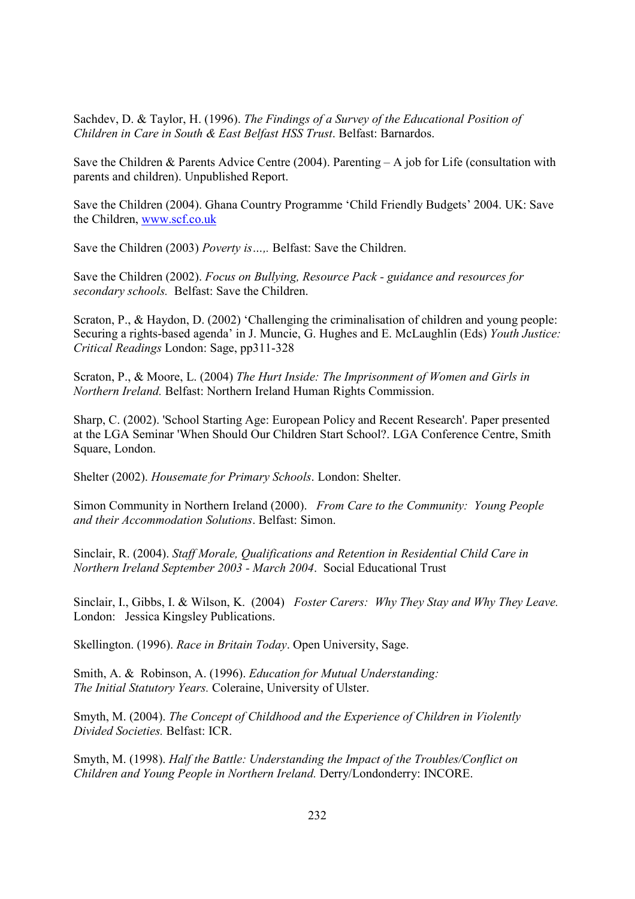Sachdev, D. & Taylor, H. (1996). *The Findings of a Survey of the Educational Position of Children in Care in South & East Belfast HSS Trust*. Belfast: Barnardos.

Save the Children & Parents Advice Centre (2004). Parenting – A job for Life (consultation with parents and children). Unpublished Report.

Save the Children (2004). Ghana Country Programme 'Child Friendly Budgets' 2004. UK: Save the Children, www.scf.co.uk

Save the Children (2003) *Poverty is…,.* Belfast: Save the Children.

Save the Children (2002). *Focus on Bullying, Resource Pack - guidance and resources for secondary schools.* Belfast: Save the Children.

Scraton, P., & Haydon, D. (2002) 'Challenging the criminalisation of children and young people: Securing a rights-based agenda' in J. Muncie, G. Hughes and E. McLaughlin (Eds) *Youth Justice: Critical Readings* London: Sage, pp311-328

Scraton, P., & Moore, L. (2004) *The Hurt Inside: The Imprisonment of Women and Girls in Northern Ireland.* Belfast: Northern Ireland Human Rights Commission.

Sharp, C. (2002). 'School Starting Age: European Policy and Recent Research'. Paper presented at the LGA Seminar 'When Should Our Children Start School?. LGA Conference Centre, Smith Square, London.

Shelter (2002). *Housemate for Primary Schools*. London: Shelter.

Simon Community in Northern Ireland (2000). *From Care to the Community: Young People and their Accommodation Solutions*. Belfast: Simon.

Sinclair, R. (2004). *Staff Morale, Qualifications and Retention in Residential Child Care in Northern Ireland September 2003 - March 2004*. Social Educational Trust

Sinclair, I., Gibbs, I. & Wilson, K. (2004) *Foster Carers: Why They Stay and Why They Leave.* London: Jessica Kingsley Publications.

Skellington. (1996). *Race in Britain Today*. Open University, Sage.

Smith, A. & Robinson, A. (1996). *Education for Mutual Understanding: The Initial Statutory Years.* Coleraine, University of Ulster.

Smyth, M. (2004). *The Concept of Childhood and the Experience of Children in Violently Divided Societies.* Belfast: ICR.

Smyth, M. (1998). *Half the Battle: Understanding the Impact of the Troubles/Conflict on Children and Young People in Northern Ireland.* Derry/Londonderry: INCORE.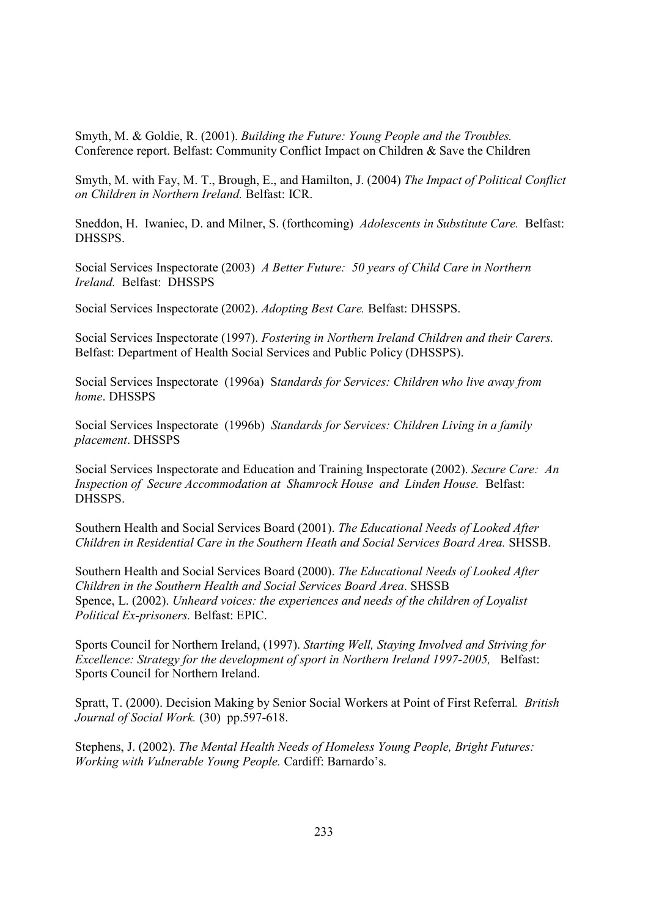Smyth, M. & Goldie, R. (2001). *Building the Future: Young People and the Troubles.* Conference report. Belfast: Community Conflict Impact on Children & Save the Children

Smyth, M. with Fay, M. T., Brough, E., and Hamilton, J. (2004) *The Impact of Political Conflict on Children in Northern Ireland.* Belfast: ICR.

Sneddon, H. Iwaniec, D. and Milner, S. (forthcoming) *Adolescents in Substitute Care.* Belfast: DHSSPS.

Social Services Inspectorate (2003) *A Better Future: 50 years of Child Care in Northern Ireland.* Belfast: DHSSPS

Social Services Inspectorate (2002). *Adopting Best Care.* Belfast: DHSSPS.

Social Services Inspectorate (1997). *Fostering in Northern Ireland Children and their Carers.* Belfast: Department of Health Social Services and Public Policy (DHSSPS).

Social Services Inspectorate (1996a) S*tandards for Services: Children who live away from home*. DHSSPS

Social Services Inspectorate (1996b) *Standards for Services: Children Living in a family placement*. DHSSPS

Social Services Inspectorate and Education and Training Inspectorate (2002). *Secure Care: An Inspection of Secure Accommodation at Shamrock House and Linden House.* Belfast: DHSSPS.

Southern Health and Social Services Board (2001). *The Educational Needs of Looked After Children in Residential Care in the Southern Heath and Social Services Board Area.* SHSSB.

Southern Health and Social Services Board (2000). *The Educational Needs of Looked After Children in the Southern Health and Social Services Board Area*. SHSSB
Spence, L. (2002). *Unheard voices: the experiences and needs of the children of Loyalist Political Ex-prisoners.* Belfast: EPIC.

Sports Council for Northern Ireland, (1997). *Starting Well, Staying Involved and Striving for Excellence: Strategy for the development of sport in Northern Ireland 1997-2005,* Belfast: Sports Council for Northern Ireland.

Spratt, T. (2000). Decision Making by Senior Social Workers at Point of First Referral*. British Journal of Social Work.* (30) pp.597-618.

Stephens, J. (2002). *The Mental Health Needs of Homeless Young People, Bright Futures: Working with Vulnerable Young People.* Cardiff: Barnardo's.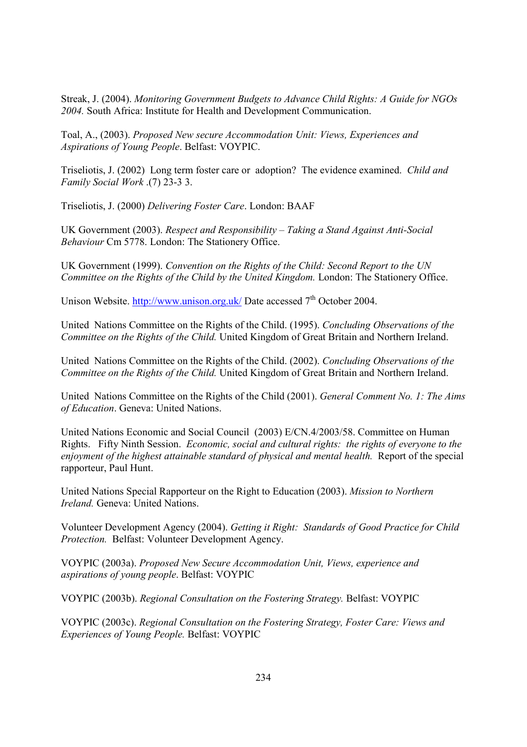Streak, J. (2004). *Monitoring Government Budgets to Advance Child Rights: A Guide for NGOs 2004.* South Africa: Institute for Health and Development Communication.

Toal, A., (2003). *Proposed New secure Accommodation Unit: Views, Experiences and Aspirations of Young People*. Belfast: VOYPIC.

Triseliotis, J. (2002) Long term foster care or adoption? The evidence examined. *Child and Family Social Work* .(7) 23-3 3.

Triseliotis, J. (2000) *Delivering Foster Care*. London: BAAF

UK Government (2003). *Respect and Responsibility – Taking a Stand Against Anti-Social Behaviour* Cm 5778. London: The Stationery Office.

UK Government (1999). *Convention on the Rights of the Child: Second Report to the UN Committee on the Rights of the Child by the United Kingdom.* London: The Stationery Office.

Unison Website. http://www.unison.org.uk/ Date accessed 7th October 2004.

United Nations Committee on the Rights of the Child. (1995). *Concluding Observations of the Committee on the Rights of the Child.* United Kingdom of Great Britain and Northern Ireland.

United Nations Committee on the Rights of the Child. (2002). *Concluding Observations of the Committee on the Rights of the Child.* United Kingdom of Great Britain and Northern Ireland.

United Nations Committee on the Rights of the Child (2001). *General Comment No. 1: The Aims of Education*. Geneva: United Nations.

United Nations Economic and Social Council (2003) E/CN.4/2003/58. Committee on Human Rights. Fifty Ninth Session. *Economic, social and cultural rights: the rights of everyone to the enjoyment of the highest attainable standard of physical and mental health.* Report of the special rapporteur, Paul Hunt.

United Nations Special Rapporteur on the Right to Education (2003). *Mission to Northern Ireland.* Geneva: United Nations.

Volunteer Development Agency (2004). *Getting it Right: Standards of Good Practice for Child Protection.* Belfast: Volunteer Development Agency.

VOYPIC (2003a). *Proposed New Secure Accommodation Unit, Views, experience and aspirations of young people*. Belfast: VOYPIC

VOYPIC (2003b). *Regional Consultation on the Fostering Strategy.* Belfast: VOYPIC

VOYPIC (2003c). *Regional Consultation on the Fostering Strategy, Foster Care: Views and Experiences of Young People.* Belfast: VOYPIC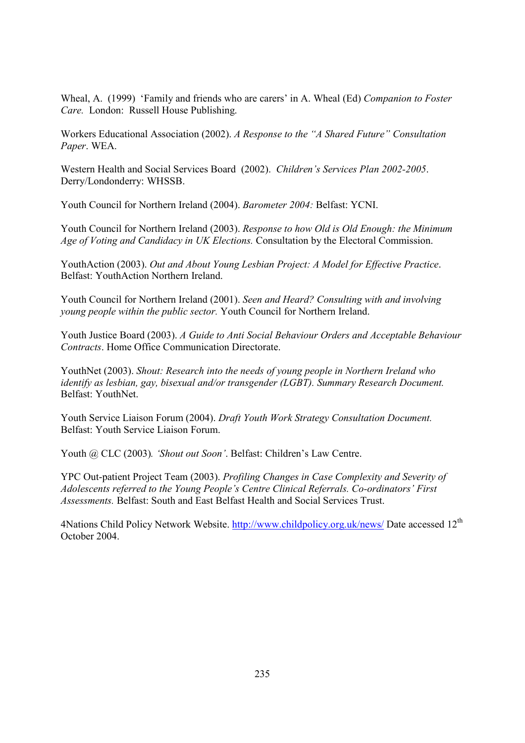Wheal, A. (1999) 'Family and friends who are carers' in A. Wheal (Ed) *Companion to Foster Care.* London: Russell House Publishing.

Workers Educational Association (2002). *A Response to the "A Shared Future" Consultation Paper*. WEA.

Western Health and Social Services Board (2002). *Children's Services Plan 2002-2005*. Derry/Londonderry: WHSSB.

Youth Council for Northern Ireland (2004). *Barometer 2004:* Belfast: YCNI.

Youth Council for Northern Ireland (2003). *Response to how Old is Old Enough: the Minimum Age of Voting and Candidacy in UK Elections.* Consultation by the Electoral Commission.

YouthAction (2003). *Out and About Young Lesbian Project: A Model for Effective Practice*. Belfast: YouthAction Northern Ireland.

Youth Council for Northern Ireland (2001). *Seen and Heard? Consulting with and involving young people within the public sector.* Youth Council for Northern Ireland.

Youth Justice Board (2003). *A Guide to Anti Social Behaviour Orders and Acceptable Behaviour Contracts*. Home Office Communication Directorate.

YouthNet (2003). *Shout: Research into the needs of young people in Northern Ireland who identify as lesbian, gay, bisexual and/or transgender (LGBT). Summary Research Document.* Belfast: YouthNet.

Youth Service Liaison Forum (2004). *Draft Youth Work Strategy Consultation Document.* Belfast: Youth Service Liaison Forum.

Youth @ CLC (2003). *'Shout out Soon'*. Belfast: Children's Law Centre.

YPC Out-patient Project Team (2003). *Profiling Changes in Case Complexity and Severity of Adolescents referred to the Young People's Centre Clinical Referrals. Co-ordinators' First Assessments.* Belfast: South and East Belfast Health and Social Services Trust.

4Nations Child Policy Network Website. http://www.childpolicy.org.uk/news/ Date accessed 12th October 2004.